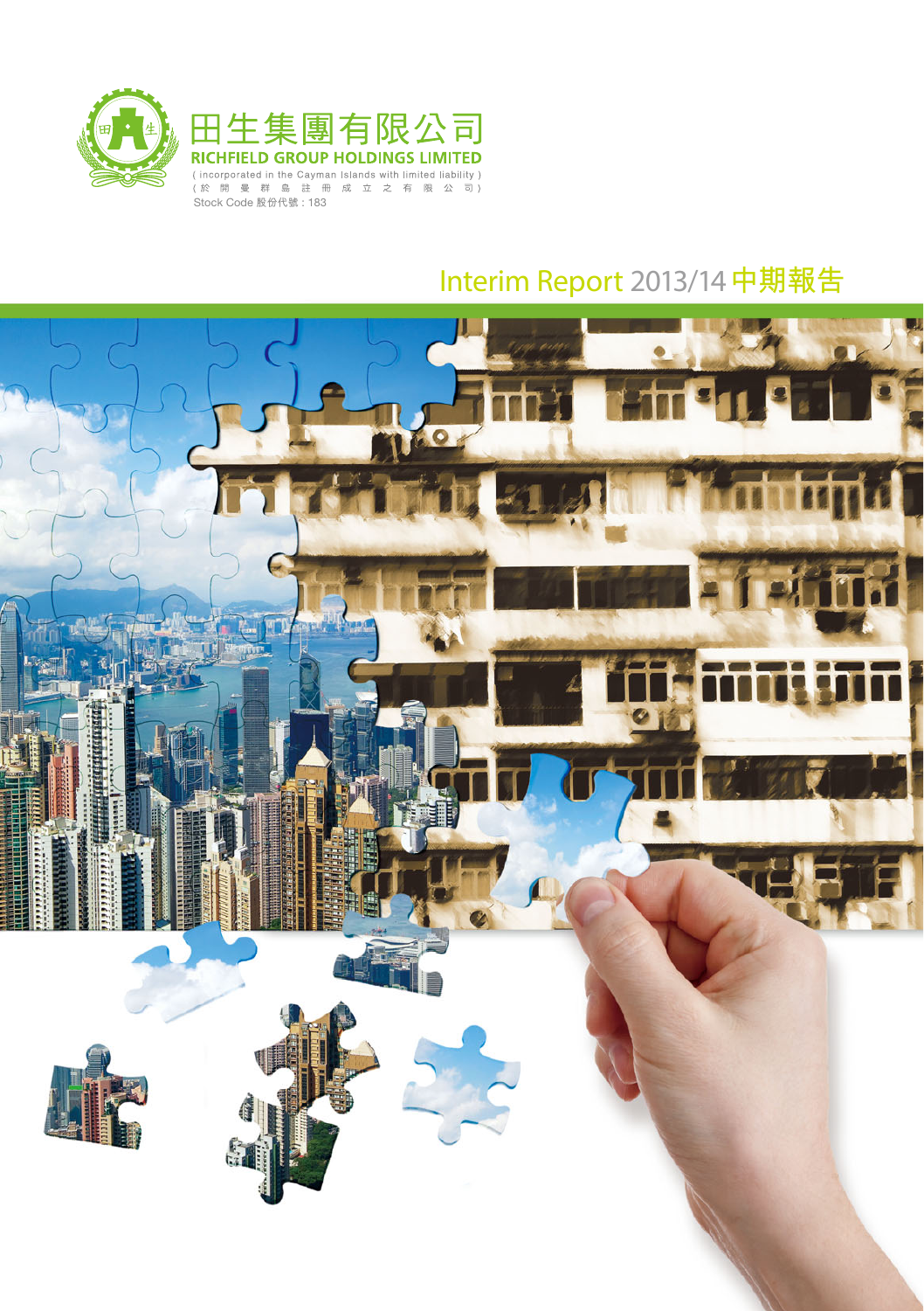# 田生集團有限公司

**RICHFIELD GROUP HOLDINGS LIMITED**

( incorporated in the Cayman Islands with limited liability )

( 於 開 曼 群 島 註 冊 成 立 之 有 限 公 司 )

Stock Code 股份代號 : 183

# Interim Report 2013/14 中期報告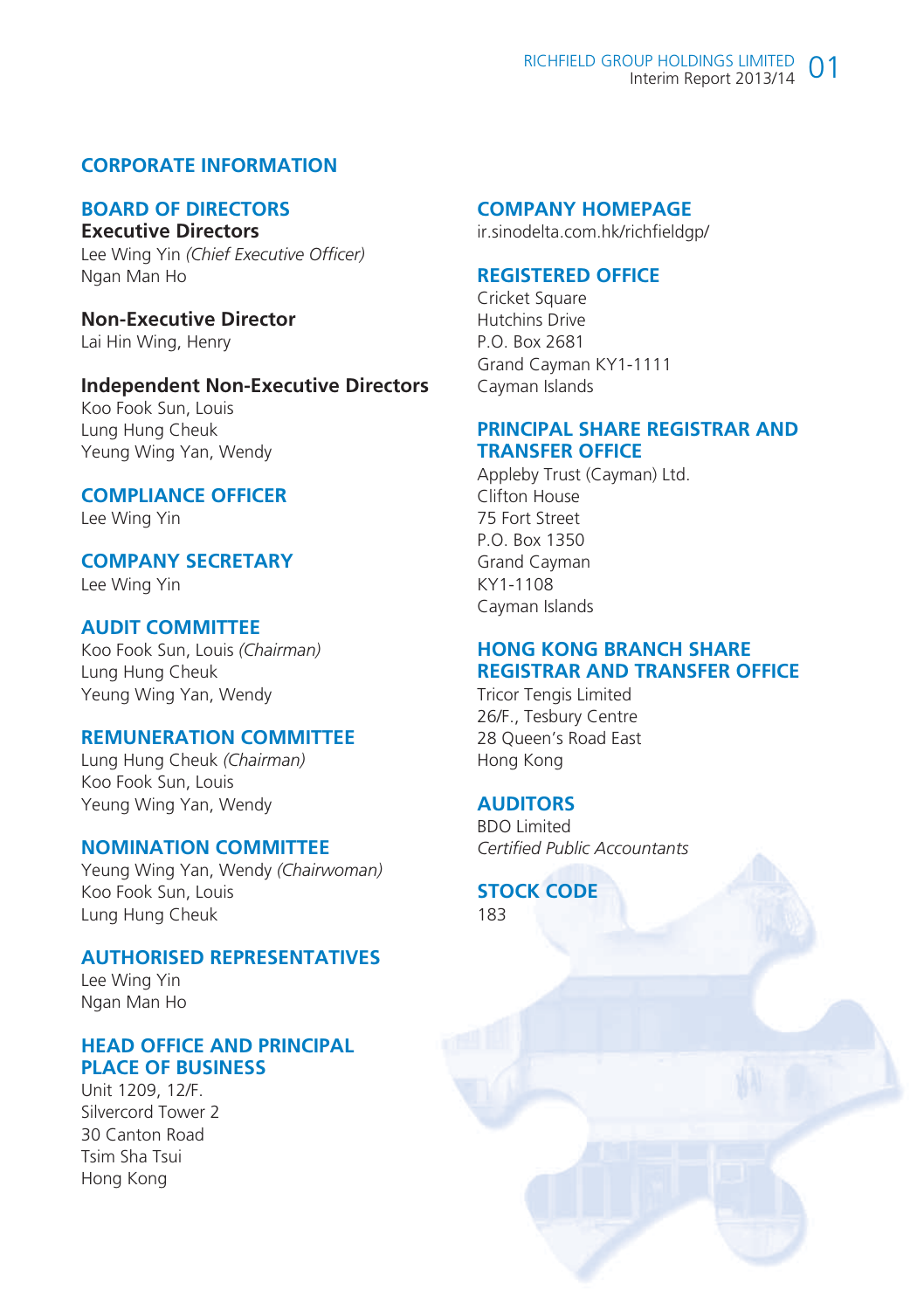# CORPORATE INFORMATION

## BOARD OF DIRECTORS

### Executive Directors

Lee Wing Yin *(Chief Executive Officer)*
Ngan Man Ho

### Non-Executive Director

Lai Hin Wing, Henry

### Independent Non-Executive Directors

Koo Fook Sun, Louis
Lung Hung Cheuk
Yeung Wing Yan, Wendy

## COMPLIANCE OFFICER

Lee Wing Yin

## COMPANY SECRETARY

Lee Wing Yin

## AUDIT COMMITTEE

Koo Fook Sun, Louis *(Chairman)*
Lung Hung Cheuk
Yeung Wing Yan, Wendy

## REMUNERATION COMMITTEE

Lung Hung Cheuk *(Chairman)*
Koo Fook Sun, Louis
Yeung Wing Yan, Wendy

## NOMINATION COMMITTEE

Yeung Wing Yan, Wendy *(Chairwoman)*
Koo Fook Sun, Louis
Lung Hung Cheuk

## AUTHORISED REPRESENTATIVES

Lee Wing Yin
Ngan Man Ho

## HEAD OFFICE AND PRINCIPAL PLACE OF BUSINESS

Unit 1209, 12/F.
Silvercord Tower 2
30 Canton Road
Tsim Sha Tsui
Hong Kong

## COMPANY HOMEPAGE

ir.sinodelta.com.hk/richfieldgp/

## REGISTERED OFFICE

Cricket Square
Hutchins Drive
P.O. Box 2681
Grand Cayman KY1-1111
Cayman Islands

## PRINCIPAL SHARE REGISTRAR AND TRANSFER OFFICE

Appleby Trust (Cayman) Ltd.
Clifton House
75 Fort Street
P.O. Box 1350
Grand Cayman
KY1-1108
Cayman Islands

## HONG KONG BRANCH SHARE REGISTRAR AND TRANSFER OFFICE

Tricor Tengis Limited
26/F., Tesbury Centre
28 Queen's Road East
Hong Kong

## AUDITORS

BDO Limited
*Certified Public Accountants*

## STOCK CODE

183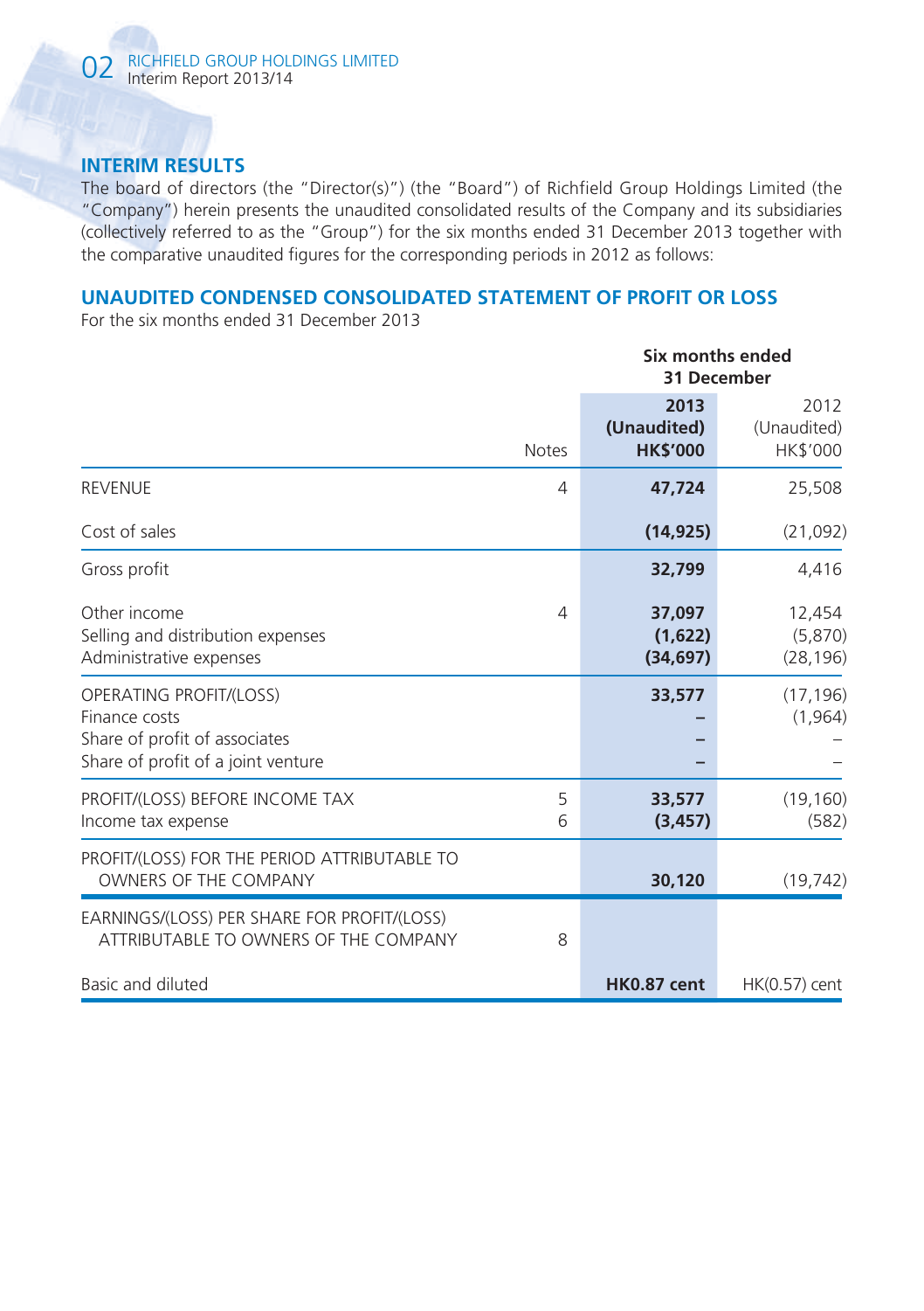## INTERIM RESULTS

The board of directors (the "Director(s)") (the "Board") of Richfield Group Holdings Limited (the "Company") herein presents the unaudited consolidated results of the Company and its subsidiaries (collectively referred to as the "Group") for the six months ended 31 December 2013 together with the comparative unaudited figures for the corresponding periods in 2012 as follows:

## UNAUDITED CONDENSED CONSOLIDATED STATEMENT OF PROFIT OR LOSS

For the six months ended 31 December 2013

| | | Six months ended 31 December | |
|---|---|---|---|
| | Notes | **2013 (Unaudited) HK$'000** | 2012 (Unaudited) HK$'000 |
| REVENUE | 4 | **47,724** | 25,508 |
| Cost of sales | | **(14,925)** | (21,092) |
| Gross profit | | **32,799** | 4,416 |
| Other income | 4 | **37,097** | 12,454 |
| Selling and distribution expenses | | **(1,622)** | (5,870) |
| Administrative expenses | | **(34,697)** | (28,196) |
| OPERATING PROFIT/(LOSS) | | **33,577** | (17,196) |
| Finance costs | | **–** | (1,964) |
| Share of profit of associates | | **–** | – |
| Share of profit of a joint venture | | **–** | – |
| PROFIT/(LOSS) BEFORE INCOME TAX | 5 | **33,577** | (19,160) |
| Income tax expense | 6 | **(3,457)** | (582) |
| PROFIT/(LOSS) FOR THE PERIOD ATTRIBUTABLE TO OWNERS OF THE COMPANY | | **30,120** | (19,742) |
| EARNINGS/(LOSS) PER SHARE FOR PROFIT/(LOSS) ATTRIBUTABLE TO OWNERS OF THE COMPANY | 8 | | |
| Basic and diluted | | **HK0.87 cent** | HK(0.57) cent |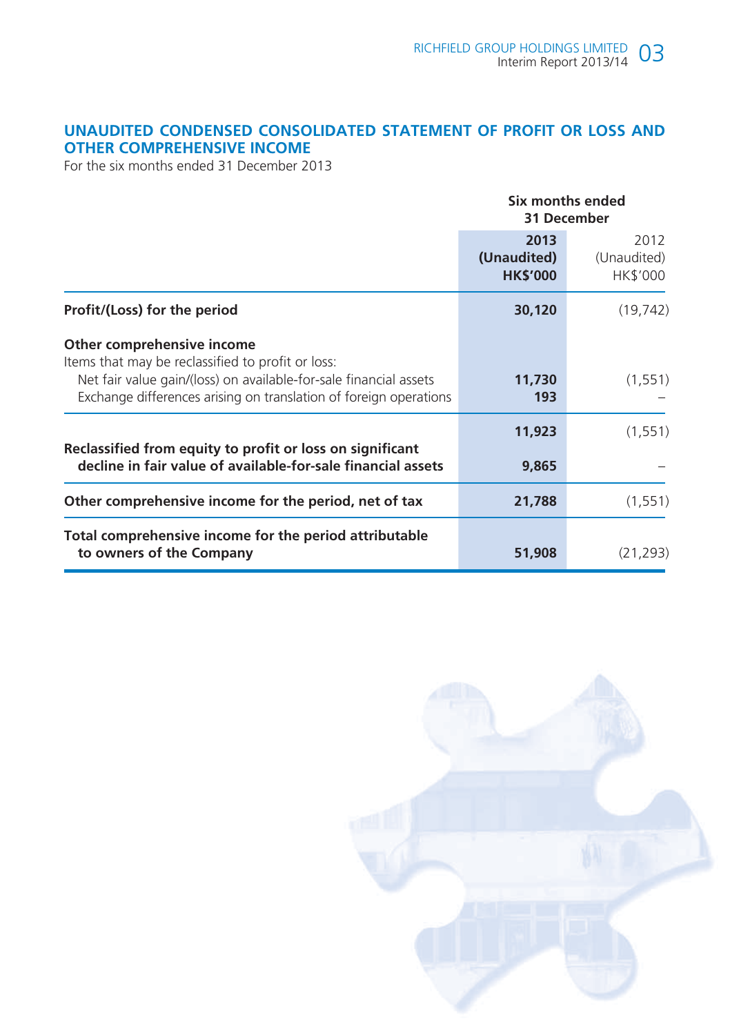## UNAUDITED CONDENSED CONSOLIDATED STATEMENT OF PROFIT OR LOSS AND OTHER COMPREHENSIVE INCOME

For the six months ended 31 December 2013

| | Six months ended 31 December | |
|---|---|---|
| | **2013 (Unaudited) HK$'000** | 2012 (Unaudited) HK$'000 |
| **Profit/(Loss) for the period** | **30,120** | (19,742) |
| **Other comprehensive income** | | |
| Items that may be reclassified to profit or loss: | | |
| Net fair value gain/(loss) on available-for-sale financial assets | **11,730** | (1,551) |
| Exchange differences arising on translation of foreign operations | **193** | – |
| | **11,923** | (1,551) |
| **Reclassified from equity to profit or loss on significant decline in fair value of available-for-sale financial assets** | **9,865** | – |
| **Other comprehensive income for the period, net of tax** | **21,788** | (1,551) |
| **Total comprehensive income for the period attributable to owners of the Company** | **51,908** | (21,293) |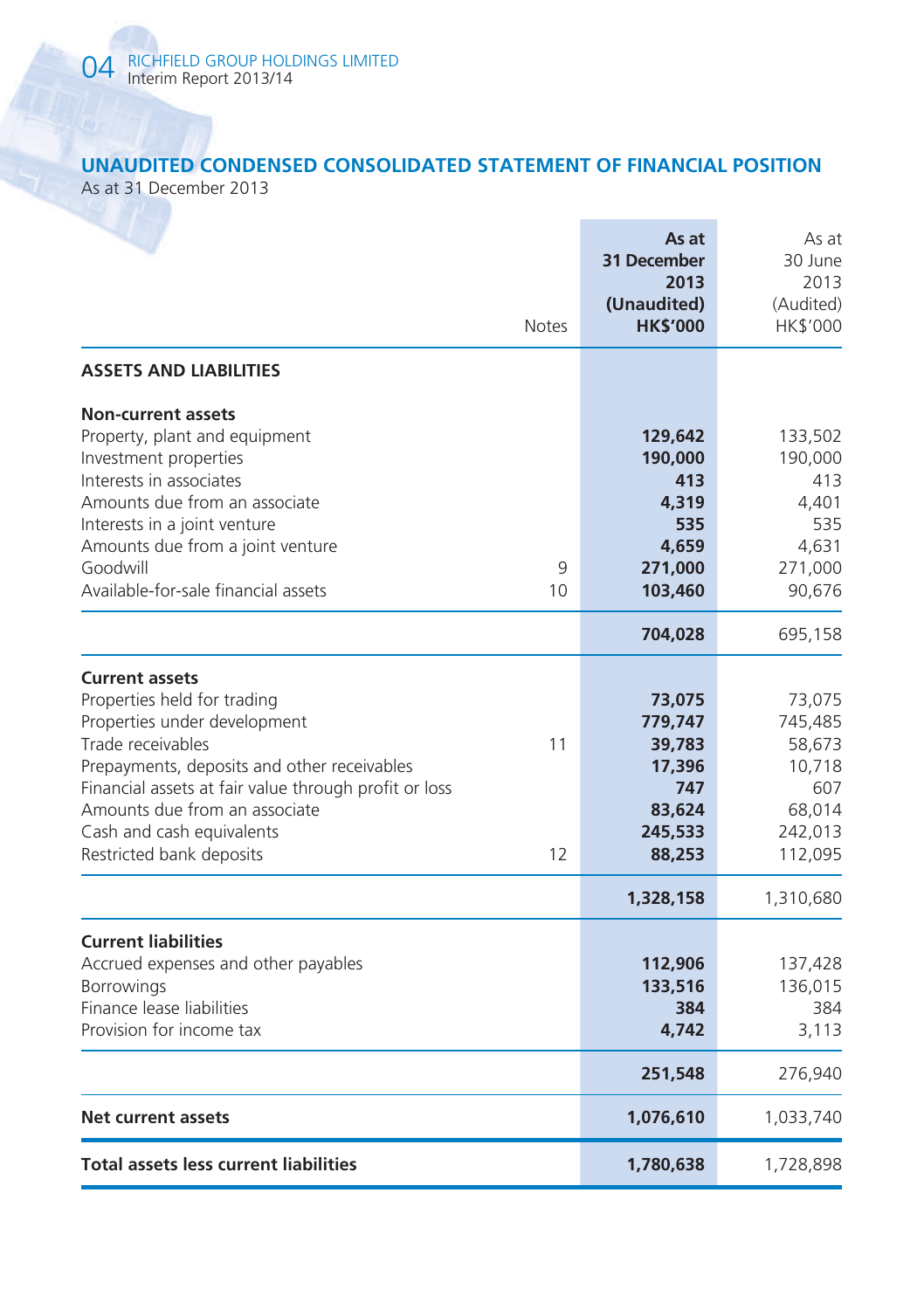## UNAUDITED CONDENSED CONSOLIDATED STATEMENT OF FINANCIAL POSITION

As at 31 December 2013

| | Notes | As at 31 December 2013 (Unaudited) HK$'000 | As at 30 June 2013 (Audited) HK$'000 |
|---|---|---|---|
| **ASSETS AND LIABILITIES** | | | |
| **Non-current assets** | | | |
| Property, plant and equipment | | **129,642** | 133,502 |
| Investment properties | | **190,000** | 190,000 |
| Interests in associates | | **413** | 413 |
| Amounts due from an associate | | **4,319** | 4,401 |
| Interests in a joint venture | | **535** | 535 |
| Amounts due from a joint venture | | **4,659** | 4,631 |
| Goodwill | 9 | **271,000** | 271,000 |
| Available-for-sale financial assets | 10 | **103,460** | 90,676 |
| | | **704,028** | 695,158 |
| **Current assets** | | | |
| Properties held for trading | | **73,075** | 73,075 |
| Properties under development | | **779,747** | 745,485 |
| Trade receivables | 11 | **39,783** | 58,673 |
| Prepayments, deposits and other receivables | | **17,396** | 10,718 |
| Financial assets at fair value through profit or loss | | **747** | 607 |
| Amounts due from an associate | | **83,624** | 68,014 |
| Cash and cash equivalents | | **245,533** | 242,013 |
| Restricted bank deposits | 12 | **88,253** | 112,095 |
| | | **1,328,158** | 1,310,680 |
| **Current liabilities** | | | |
| Accrued expenses and other payables | | **112,906** | 137,428 |
| Borrowings | | **133,516** | 136,015 |
| Finance lease liabilities | | **384** | 384 |
| Provision for income tax | | **4,742** | 3,113 |
| | | **251,548** | 276,940 |
| **Net current assets** | | **1,076,610** | 1,033,740 |
| **Total assets less current liabilities** | | **1,780,638** | 1,728,898 |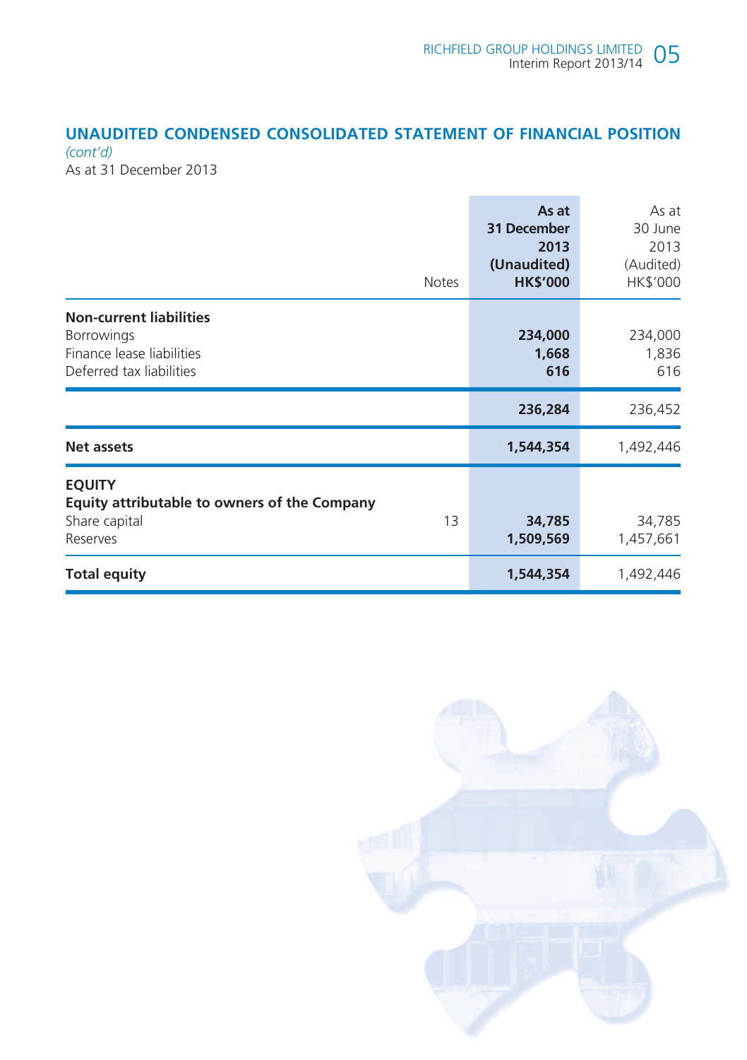## UNAUDITED CONDENSED CONSOLIDATED STATEMENT OF FINANCIAL POSITION

*(cont'd)*

As at 31 December 2013

| | Notes | As at 31 December 2013 (Unaudited) HK$'000 | As at 30 June 2013 (Audited) HK$'000 |
|---|---|---|---|
| **Non-current liabilities** | | | |
| Borrowings | | **234,000** | 234,000 |
| Finance lease liabilities | | **1,668** | 1,836 |
| Deferred tax liabilities | | **616** | 616 |
| | | **236,284** | 236,452 |
| **Net assets** | | **1,544,354** | 1,492,446 |
| **EQUITY** | | | |
| **Equity attributable to owners of the Company** | | | |
| Share capital | 13 | **34,785** | 34,785 |
| Reserves | | **1,509,569** | 1,457,661 |
| **Total equity** | | **1,544,354** | 1,492,446 |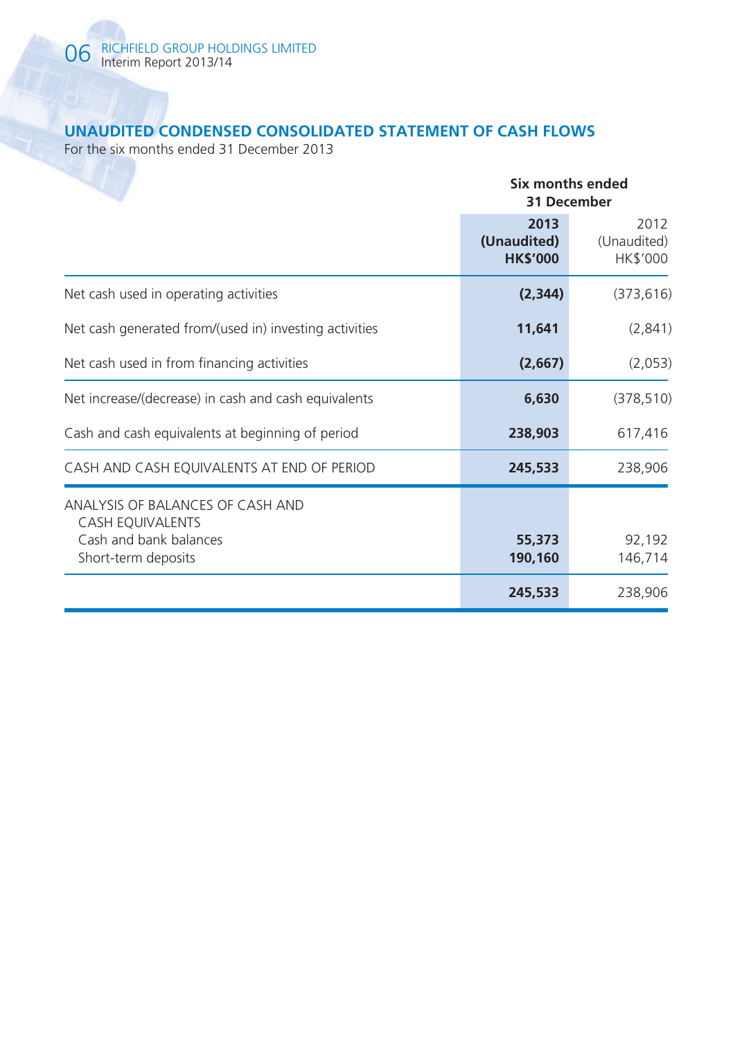## UNAUDITED CONDENSED CONSOLIDATED STATEMENT OF CASH FLOWS

For the six months ended 31 December 2013

| | Six months ended 31 December | |
|---|---|---|
| | **2013 (Unaudited) HK$'000** | 2012 (Unaudited) HK$'000 |
| Net cash used in operating activities | **(2,344)** | (373,616) |
| Net cash generated from/(used in) investing activities | **11,641** | (2,841) |
| Net cash used in from financing activities | **(2,667)** | (2,053) |
| Net increase/(decrease) in cash and cash equivalents | **6,630** | (378,510) |
| Cash and cash equivalents at beginning of period | **238,903** | 617,416 |
| CASH AND CASH EQUIVALENTS AT END OF PERIOD | **245,533** | 238,906 |
| ANALYSIS OF BALANCES OF CASH AND CASH EQUIVALENTS | | |
| Cash and bank balances | **55,373** | 92,192 |
| Short-term deposits | **190,160** | 146,714 |
| | **245,533** | 238,906 |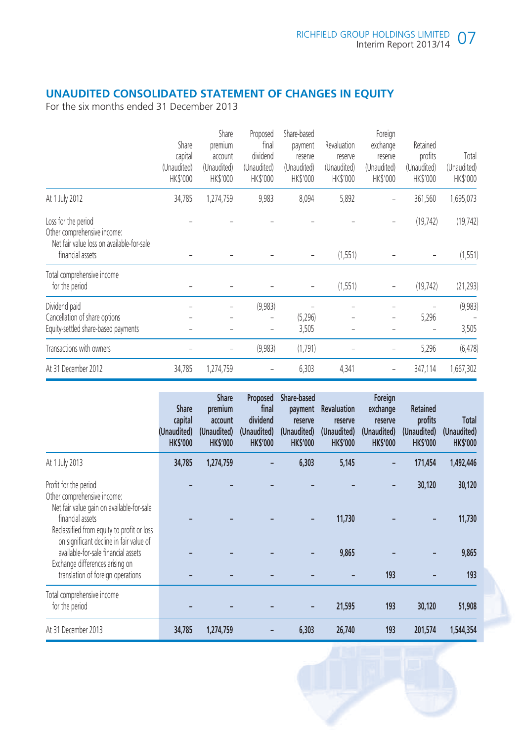## UNAUDITED CONSOLIDATED STATEMENT OF CHANGES IN EQUITY

For the six months ended 31 December 2013

| | Share capital (Unaudited) HK$'000 | Share premium account (Unaudited) HK$'000 | Proposed final dividend (Unaudited) HK$'000 | Share-based payment reserve (Unaudited) HK$'000 | Revaluation reserve (Unaudited) HK$'000 | Foreign exchange reserve (Unaudited) HK$'000 | Retained profits (Unaudited) HK$'000 | Total (Unaudited) HK$'000 |
|---|---|---|---|---|---|---|---|---|
| At 1 July 2012 | 34,785 | 1,274,759 | 9,983 | 8,094 | 5,892 | – | 361,560 | 1,695,073 |
| Loss for the period | – | – | – | – | – | – | (19,742) | (19,742) |
| Other comprehensive income: | | | | | | | | |
| Net fair value loss on available-for-sale financial assets | – | – | – | – | (1,551) | – | – | (1,551) |
| Total comprehensive income for the period | – | – | – | – | (1,551) | – | (19,742) | (21,293) |
| Dividend paid | – | – | (9,983) | – | – | – | – | (9,983) |
| Cancellation of share options | – | – | – | (5,296) | – | – | 5,296 | – |
| Equity-settled share-based payments | – | – | – | 3,505 | – | – | – | 3,505 |
| Transactions with owners | – | – | (9,983) | (1,791) | – | – | 5,296 | (6,478) |
| At 31 December 2012 | 34,785 | 1,274,759 | – | 6,303 | 4,341 | – | 347,114 | 1,667,302 |

| | **Share capital (Unaudited) HK$'000** | **Share premium account (Unaudited) HK$'000** | **Proposed final dividend (Unaudited) HK$'000** | **Share-based payment reserve (Unaudited) HK$'000** | **Revaluation reserve (Unaudited) HK$'000** | **Foreign exchange reserve (Unaudited) HK$'000** | **Retained profits (Unaudited) HK$'000** | **Total (Unaudited) HK$'000** |
|---|---|---|---|---|---|---|---|---|
| At 1 July 2013 | **34,785** | **1,274,759** | **–** | **6,303** | **5,145** | **–** | **171,454** | **1,492,446** |
| Profit for the period | **–** | **–** | **–** | **–** | **–** | **–** | **30,120** | **30,120** |
| Other comprehensive income: | | | | | | | | |
| Net fair value gain on available-for-sale financial assets | **–** | **–** | **–** | **–** | **11,730** | **–** | **–** | **11,730** |
| Reclassified from equity to profit or loss on significant decline in fair value of available-for-sale financial assets | **–** | **–** | **–** | **–** | **9,865** | **–** | **–** | **9,865** |
| Exchange differences arising on translation of foreign operations | **–** | **–** | **–** | **–** | **–** | **193** | **–** | **193** |
| Total comprehensive income for the period | **–** | **–** | **–** | **–** | **21,595** | **193** | **30,120** | **51,908** |
| At 31 December 2013 | **34,785** | **1,274,759** | **–** | **6,303** | **26,740** | **193** | **201,574** | **1,544,354** |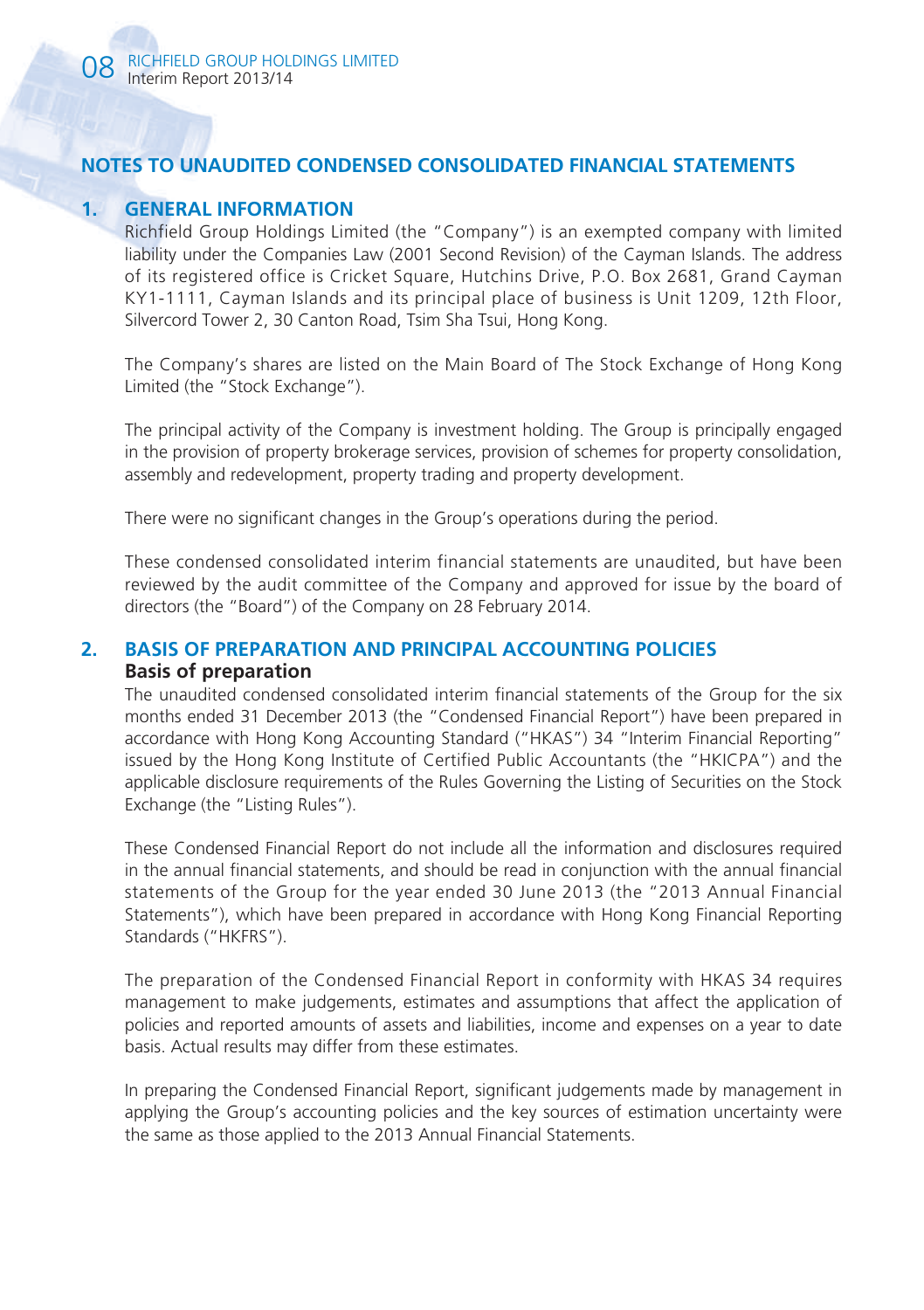## NOTES TO UNAUDITED CONDENSED CONSOLIDATED FINANCIAL STATEMENTS

### 1. GENERAL INFORMATION

Richfield Group Holdings Limited (the "Company") is an exempted company with limited liability under the Companies Law (2001 Second Revision) of the Cayman Islands. The address of its registered office is Cricket Square, Hutchins Drive, P.O. Box 2681, Grand Cayman KY1-1111, Cayman Islands and its principal place of business is Unit 1209, 12th Floor, Silvercord Tower 2, 30 Canton Road, Tsim Sha Tsui, Hong Kong.

The Company's shares are listed on the Main Board of The Stock Exchange of Hong Kong Limited (the "Stock Exchange").

The principal activity of the Company is investment holding. The Group is principally engaged in the provision of property brokerage services, provision of schemes for property consolidation, assembly and redevelopment, property trading and property development.

There were no significant changes in the Group's operations during the period.

These condensed consolidated interim financial statements are unaudited, but have been reviewed by the audit committee of the Company and approved for issue by the board of directors (the "Board") of the Company on 28 February 2014.

### 2. BASIS OF PREPARATION AND PRINCIPAL ACCOUNTING POLICIES

**Basis of preparation**

The unaudited condensed consolidated interim financial statements of the Group for the six months ended 31 December 2013 (the "Condensed Financial Report") have been prepared in accordance with Hong Kong Accounting Standard ("HKAS") 34 "Interim Financial Reporting" issued by the Hong Kong Institute of Certified Public Accountants (the "HKICPA") and the applicable disclosure requirements of the Rules Governing the Listing of Securities on the Stock Exchange (the "Listing Rules").

These Condensed Financial Report do not include all the information and disclosures required in the annual financial statements, and should be read in conjunction with the annual financial statements of the Group for the year ended 30 June 2013 (the "2013 Annual Financial Statements"), which have been prepared in accordance with Hong Kong Financial Reporting Standards ("HKFRS").

The preparation of the Condensed Financial Report in conformity with HKAS 34 requires management to make judgements, estimates and assumptions that affect the application of policies and reported amounts of assets and liabilities, income and expenses on a year to date basis. Actual results may differ from these estimates.

In preparing the Condensed Financial Report, significant judgements made by management in applying the Group's accounting policies and the key sources of estimation uncertainty were the same as those applied to the 2013 Annual Financial Statements.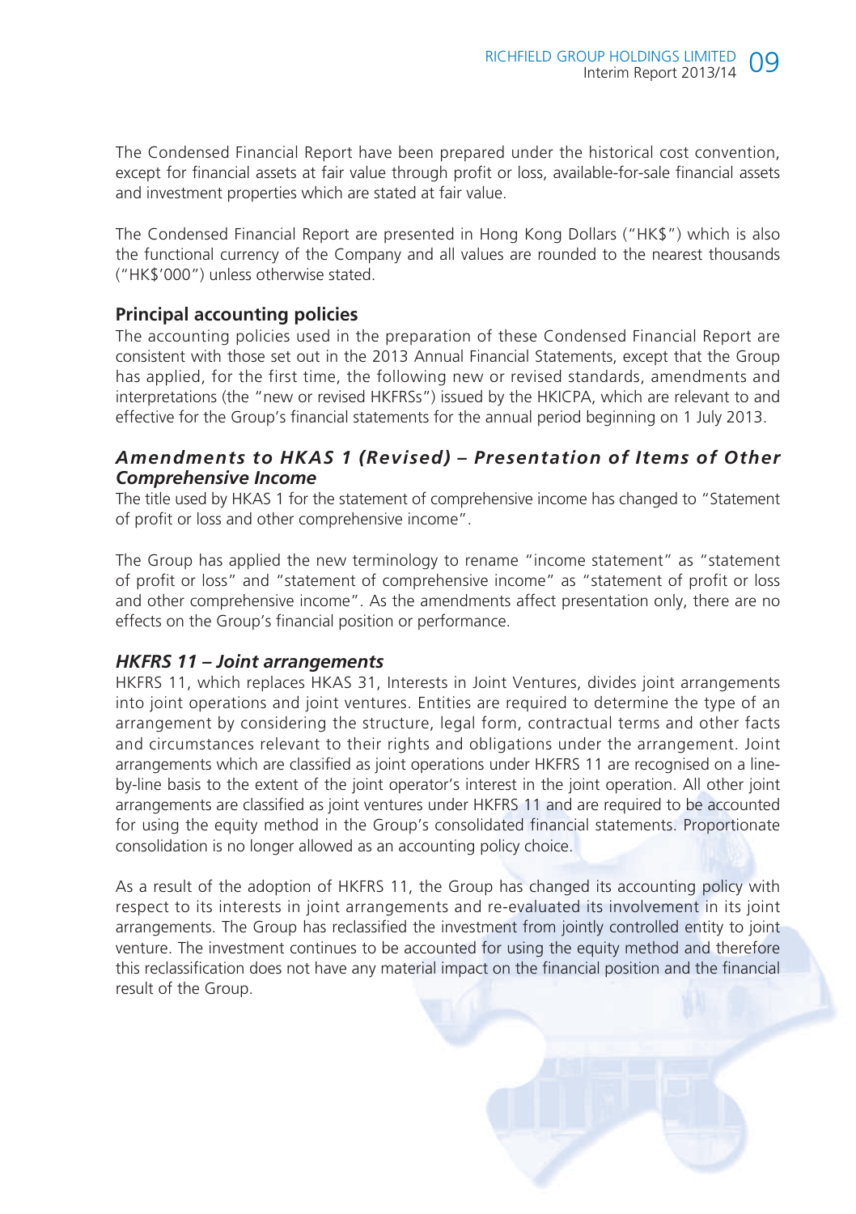The Condensed Financial Report have been prepared under the historical cost convention, except for financial assets at fair value through profit or loss, available-for-sale financial assets and investment properties which are stated at fair value.

The Condensed Financial Report are presented in Hong Kong Dollars ("HK$") which is also the functional currency of the Company and all values are rounded to the nearest thousands ("HK$'000") unless otherwise stated.

**Principal accounting policies**

The accounting policies used in the preparation of these Condensed Financial Report are consistent with those set out in the 2013 Annual Financial Statements, except that the Group has applied, for the first time, the following new or revised standards, amendments and interpretations (the "new or revised HKFRSs") issued by the HKICPA, which are relevant to and effective for the Group's financial statements for the annual period beginning on 1 July 2013.

***Amendments to HKAS 1 (Revised) – Presentation of Items of Other Comprehensive Income***

The title used by HKAS 1 for the statement of comprehensive income has changed to "Statement of profit or loss and other comprehensive income".

The Group has applied the new terminology to rename "income statement" as "statement of profit or loss" and "statement of comprehensive income" as "statement of profit or loss and other comprehensive income". As the amendments affect presentation only, there are no effects on the Group's financial position or performance.

***HKFRS 11 – Joint arrangements***

HKFRS 11, which replaces HKAS 31, Interests in Joint Ventures, divides joint arrangements into joint operations and joint ventures. Entities are required to determine the type of an arrangement by considering the structure, legal form, contractual terms and other facts and circumstances relevant to their rights and obligations under the arrangement. Joint arrangements which are classified as joint operations under HKFRS 11 are recognised on a line-by-line basis to the extent of the joint operator's interest in the joint operation. All other joint arrangements are classified as joint ventures under HKFRS 11 and are required to be accounted for using the equity method in the Group's consolidated financial statements. Proportionate consolidation is no longer allowed as an accounting policy choice.

As a result of the adoption of HKFRS 11, the Group has changed its accounting policy with respect to its interests in joint arrangements and re-evaluated its involvement in its joint arrangements. The Group has reclassified the investment from jointly controlled entity to joint venture. The investment continues to be accounted for using the equity method and therefore this reclassification does not have any material impact on the financial position and the financial result of the Group.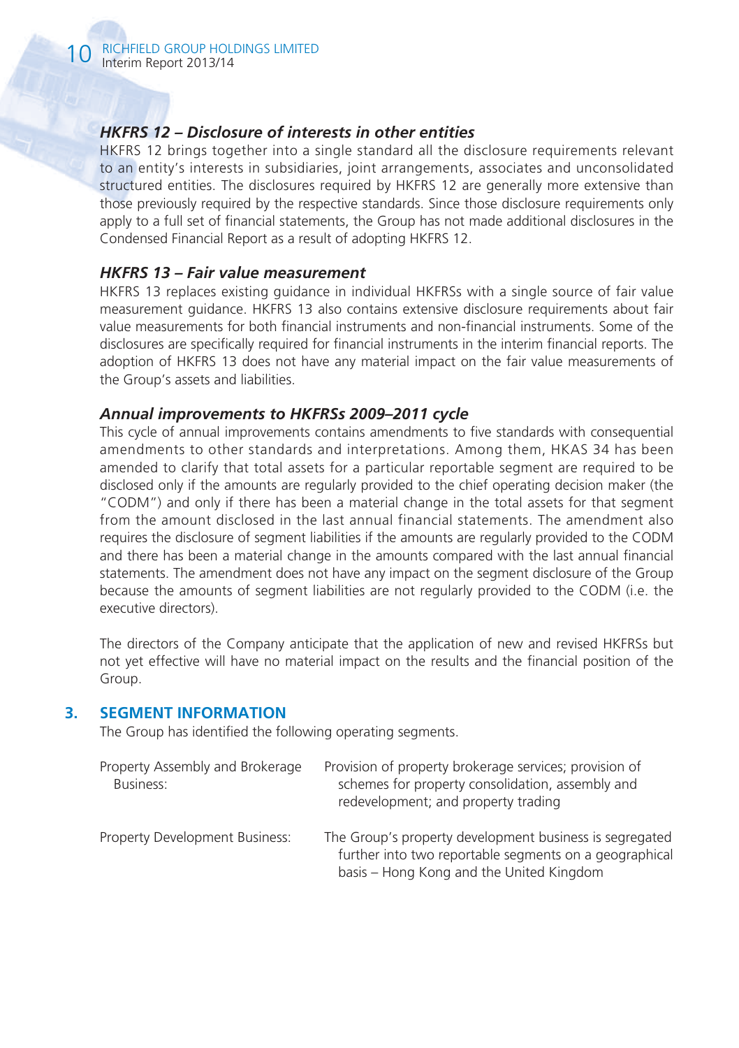### *HKFRS 12 – Disclosure of interests in other entities*

HKFRS 12 brings together into a single standard all the disclosure requirements relevant to an entity's interests in subsidiaries, joint arrangements, associates and unconsolidated structured entities. The disclosures required by HKFRS 12 are generally more extensive than those previously required by the respective standards. Since those disclosure requirements only apply to a full set of financial statements, the Group has not made additional disclosures in the Condensed Financial Report as a result of adopting HKFRS 12.

### *HKFRS 13 – Fair value measurement*

HKFRS 13 replaces existing guidance in individual HKFRSs with a single source of fair value measurement guidance. HKFRS 13 also contains extensive disclosure requirements about fair value measurements for both financial instruments and non-financial instruments. Some of the disclosures are specifically required for financial instruments in the interim financial reports. The adoption of HKFRS 13 does not have any material impact on the fair value measurements of the Group's assets and liabilities.

### *Annual improvements to HKFRSs 2009–2011 cycle*

This cycle of annual improvements contains amendments to five standards with consequential amendments to other standards and interpretations. Among them, HKAS 34 has been amended to clarify that total assets for a particular reportable segment are required to be disclosed only if the amounts are regularly provided to the chief operating decision maker (the "CODM") and only if there has been a material change in the total assets for that segment from the amount disclosed in the last annual financial statements. The amendment also requires the disclosure of segment liabilities if the amounts are regularly provided to the CODM and there has been a material change in the amounts compared with the last annual financial statements. The amendment does not have any impact on the segment disclosure of the Group because the amounts of segment liabilities are not regularly provided to the CODM (i.e. the executive directors).

The directors of the Company anticipate that the application of new and revised HKFRSs but not yet effective will have no material impact on the results and the financial position of the Group.

## 3. SEGMENT INFORMATION

The Group has identified the following operating segments.

| | |
|---|---|
| Property Assembly and Brokerage Business: | Provision of property brokerage services; provision of schemes for property consolidation, assembly and redevelopment; and property trading |
| Property Development Business: | The Group's property development business is segregated further into two reportable segments on a geographical basis – Hong Kong and the United Kingdom |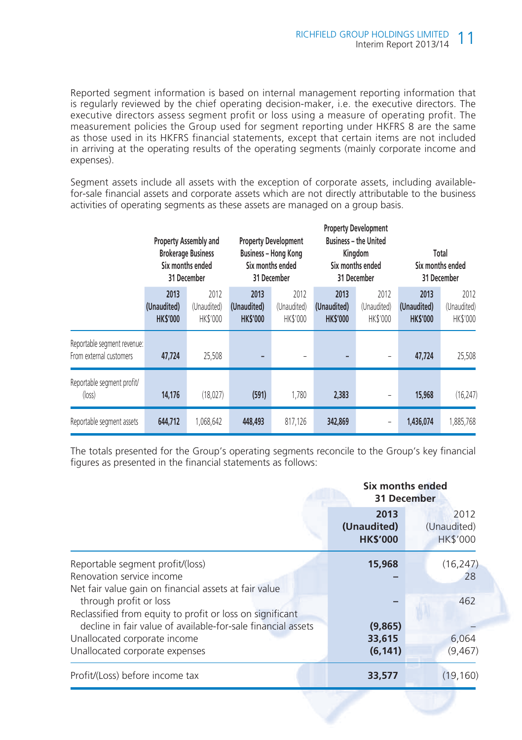Reported segment information is based on internal management reporting information that is regularly reviewed by the chief operating decision-maker, i.e. the executive directors. The executive directors assess segment profit or loss using a measure of operating profit. The measurement policies the Group used for segment reporting under HKFRS 8 are the same as those used in its HKFRS financial statements, except that certain items are not included in arriving at the operating results of the operating segments (mainly corporate income and expenses).

Segment assets include all assets with the exception of corporate assets, including available-for-sale financial assets and corporate assets which are not directly attributable to the business activities of operating segments as these assets are managed on a group basis.

| | Property Assembly and Brokerage Business Six months ended 31 December | | Property Development Business – Hong Kong Six months ended 31 December | | Property Development Business – the United Kingdom Six months ended 31 December | | Total Six months ended 31 December | |
|---|---|---|---|---|---|---|---|---|
| | **2013 (Unaudited) HK$'000** | 2012 (Unaudited) HK$'000 | **2013 (Unaudited) HK$'000** | 2012 (Unaudited) HK$'000 | **2013 (Unaudited) HK$'000** | 2012 (Unaudited) HK$'000 | **2013 (Unaudited) HK$'000** | 2012 (Unaudited) HK$'000 |
| Reportable segment revenue: From external customers | **47,724** | 25,508 | **–** | – | **–** | – | **47,724** | 25,508 |
| Reportable segment profit/(loss) | **14,176** | (18,027) | **(591)** | 1,780 | **2,383** | – | **15,968** | (16,247) |
| Reportable segment assets | **644,712** | 1,068,642 | **448,493** | 817,126 | **342,869** | – | **1,436,074** | 1,885,768 |

The totals presented for the Group's operating segments reconcile to the Group's key financial figures as presented in the financial statements as follows:

| | Six months ended 31 December | |
|---|---|---|
| | **2013 (Unaudited) HK$'000** | 2012 (Unaudited) HK$'000 |
| Reportable segment profit/(loss) | **15,968** | (16,247) |
| Renovation service income | **–** | 28 |
| Net fair value gain on financial assets at fair value through profit or loss | **–** | 462 |
| Reclassified from equity to profit or loss on significant decline in fair value of available-for-sale financial assets | **(9,865)** | – |
| Unallocated corporate income | **33,615** | 6,064 |
| Unallocated corporate expenses | **(6,141)** | (9,467) |
| Profit/(Loss) before income tax | **33,577** | (19,160) |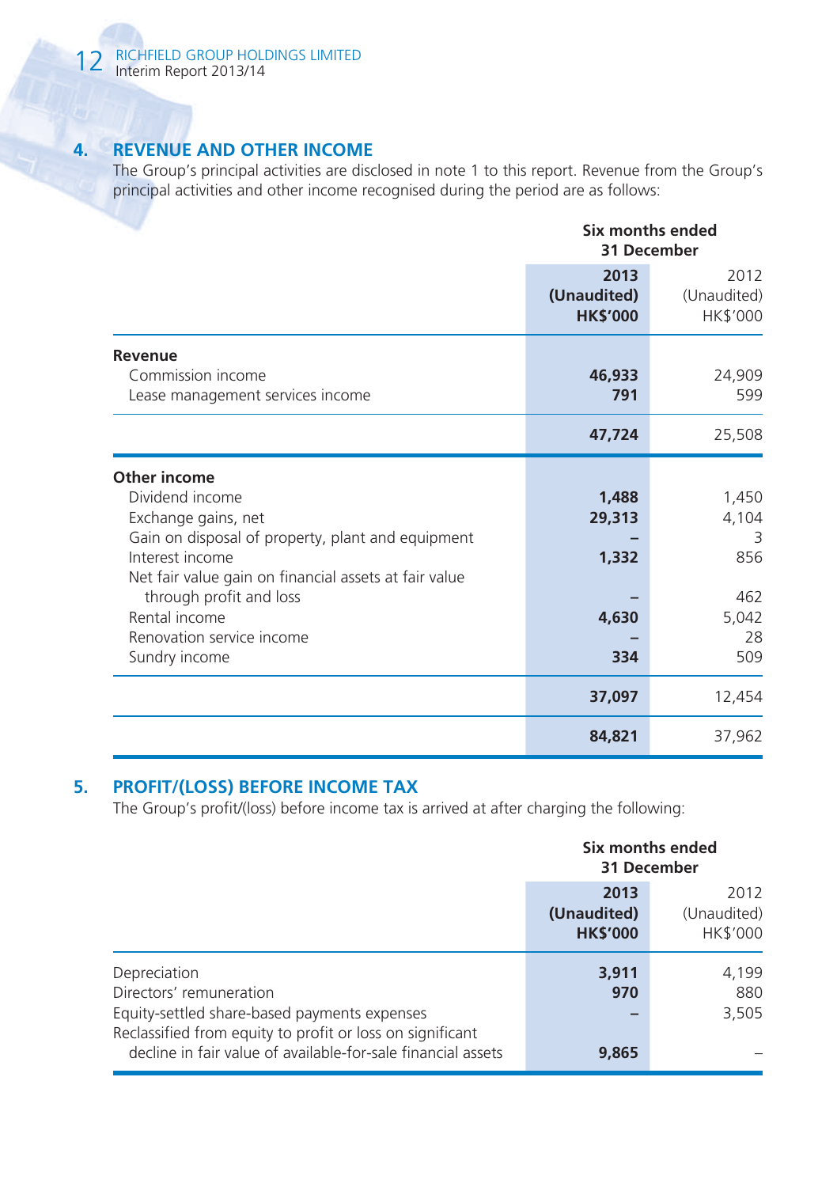## 4. REVENUE AND OTHER INCOME

The Group's principal activities are disclosed in note 1 to this report. Revenue from the Group's principal activities and other income recognised during the period are as follows:

| | Six months ended 31 December | |
|---|---|---|
| | **2013 (Unaudited) HK$'000** | 2012 (Unaudited) HK$'000 |
| **Revenue** | | |
| Commission income | **46,933** | 24,909 |
| Lease management services income | **791** | 599 |
| | **47,724** | 25,508 |
| **Other income** | | |
| Dividend income | **1,488** | 1,450 |
| Exchange gains, net | **29,313** | 4,104 |
| Gain on disposal of property, plant and equipment | **–** | 3 |
| Interest income | **1,332** | 856 |
| Net fair value gain on financial assets at fair value through profit and loss | **–** | 462 |
| Rental income | **4,630** | 5,042 |
| Renovation service income | **–** | 28 |
| Sundry income | **334** | 509 |
| | **37,097** | 12,454 |
| | **84,821** | 37,962 |

## 5. PROFIT/(LOSS) BEFORE INCOME TAX

The Group's profit/(loss) before income tax is arrived at after charging the following:

| | Six months ended 31 December | |
|---|---|---|
| | **2013 (Unaudited) HK$'000** | 2012 (Unaudited) HK$'000 |
| Depreciation | **3,911** | 4,199 |
| Directors' remuneration | **970** | 880 |
| Equity-settled share-based payments expenses | **–** | 3,505 |
| Reclassified from equity to profit or loss on significant decline in fair value of available-for-sale financial assets | **9,865** | – |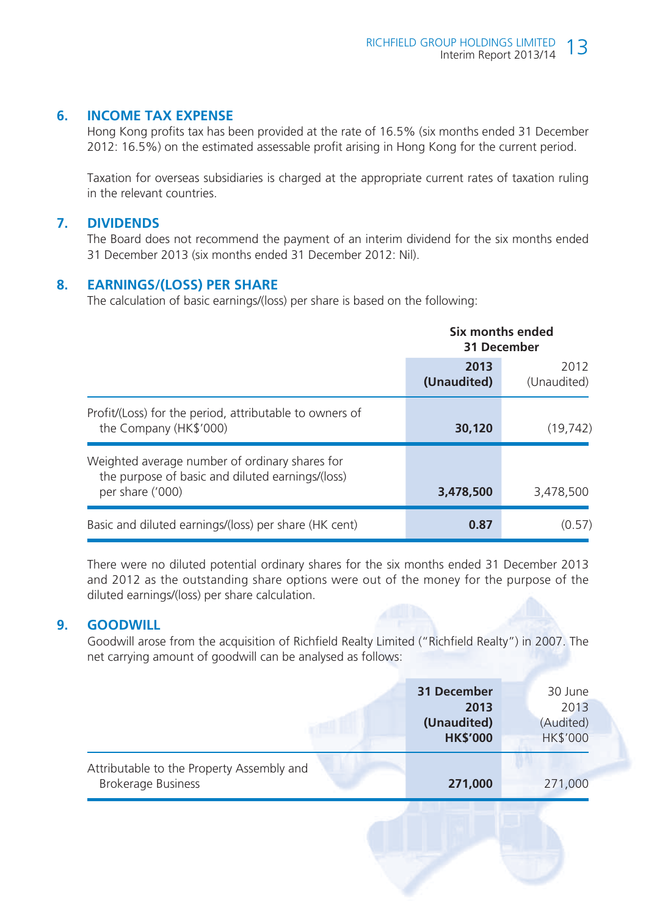## 6. INCOME TAX EXPENSE

Hong Kong profits tax has been provided at the rate of 16.5% (six months ended 31 December 2012: 16.5%) on the estimated assessable profit arising in Hong Kong for the current period.

Taxation for overseas subsidiaries is charged at the appropriate current rates of taxation ruling in the relevant countries.

## 7. DIVIDENDS

The Board does not recommend the payment of an interim dividend for the six months ended 31 December 2013 (six months ended 31 December 2012: Nil).

## 8. EARNINGS/(LOSS) PER SHARE

The calculation of basic earnings/(loss) per share is based on the following:

| | Six months ended 31 December | |
|---|---|---|
| | **2013 (Unaudited)** | 2012 (Unaudited) |
| Profit/(Loss) for the period, attributable to owners of the Company (HK$'000) | **30,120** | (19,742) |
| Weighted average number of ordinary shares for the purpose of basic and diluted earnings/(loss) per share ('000) | **3,478,500** | 3,478,500 |
| Basic and diluted earnings/(loss) per share (HK cent) | **0.87** | (0.57) |

There were no diluted potential ordinary shares for the six months ended 31 December 2013 and 2012 as the outstanding share options were out of the money for the purpose of the diluted earnings/(loss) per share calculation.

## 9. GOODWILL

Goodwill arose from the acquisition of Richfield Realty Limited ("Richfield Realty") in 2007. The net carrying amount of goodwill can be analysed as follows:

| | **31 December 2013 (Unaudited) HK$'000** | 30 June 2013 (Audited) HK$'000 |
|---|---|---|
| Attributable to the Property Assembly and Brokerage Business | **271,000** | 271,000 |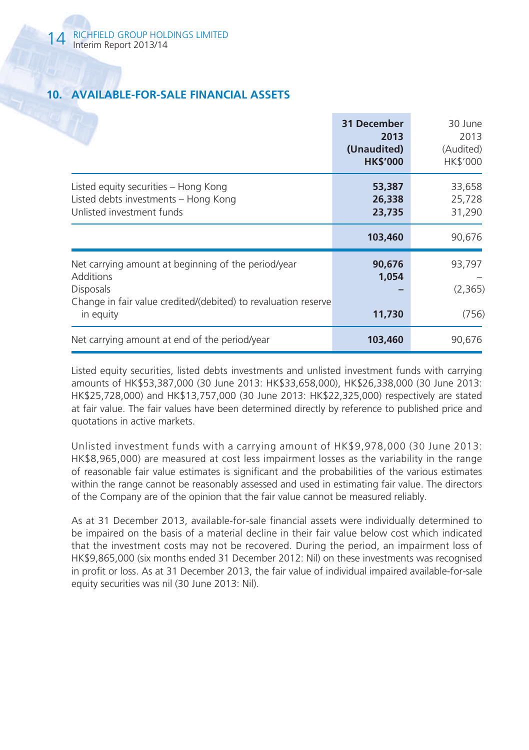## 10. AVAILABLE-FOR-SALE FINANCIAL ASSETS

| | **31 December 2013 (Unaudited) HK$'000** | 30 June 2013 (Audited) HK$'000 |
|---|---|---|
| Listed equity securities – Hong Kong | **53,387** | 33,658 |
| Listed debts investments – Hong Kong | **26,338** | 25,728 |
| Unlisted investment funds | **23,735** | 31,290 |
| | **103,460** | 90,676 |
| Net carrying amount at beginning of the period/year | **90,676** | 93,797 |
| Additions | **1,054** | – |
| Disposals | **–** | (2,365) |
| Change in fair value credited/(debited) to revaluation reserve in equity | **11,730** | (756) |
| Net carrying amount at end of the period/year | **103,460** | 90,676 |

Listed equity securities, listed debts investments and unlisted investment funds with carrying amounts of HK$53,387,000 (30 June 2013: HK$33,658,000), HK$26,338,000 (30 June 2013: HK$25,728,000) and HK$13,757,000 (30 June 2013: HK$22,325,000) respectively are stated at fair value. The fair values have been determined directly by reference to published price and quotations in active markets.

Unlisted investment funds with a carrying amount of HK$9,978,000 (30 June 2013: HK$8,965,000) are measured at cost less impairment losses as the variability in the range of reasonable fair value estimates is significant and the probabilities of the various estimates within the range cannot be reasonably assessed and used in estimating fair value. The directors of the Company are of the opinion that the fair value cannot be measured reliably.

As at 31 December 2013, available-for-sale financial assets were individually determined to be impaired on the basis of a material decline in their fair value below cost which indicated that the investment costs may not be recovered. During the period, an impairment loss of HK$9,865,000 (six months ended 31 December 2012: Nil) on these investments was recognised in profit or loss. As at 31 December 2013, the fair value of individual impaired available-for-sale equity securities was nil (30 June 2013: Nil).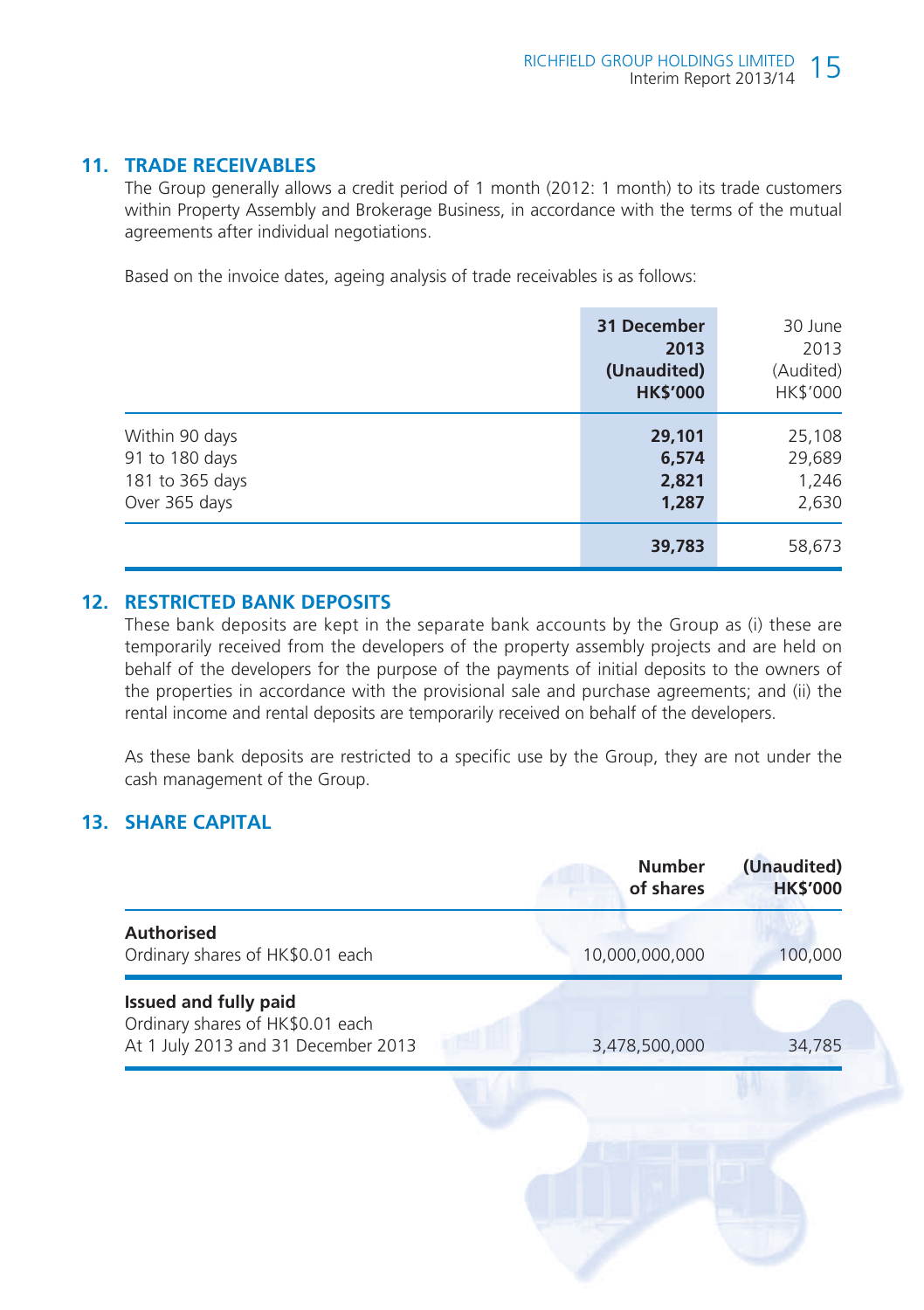## 11. TRADE RECEIVABLES

The Group generally allows a credit period of 1 month (2012: 1 month) to its trade customers within Property Assembly and Brokerage Business, in accordance with the terms of the mutual agreements after individual negotiations.

Based on the invoice dates, ageing analysis of trade receivables is as follows:

| | **31 December 2013 (Unaudited) HK$'000** | 30 June 2013 (Audited) HK$'000 |
|---|---|---|
| Within 90 days | **29,101** | 25,108 |
| 91 to 180 days | **6,574** | 29,689 |
| 181 to 365 days | **2,821** | 1,246 |
| Over 365 days | **1,287** | 2,630 |
| | **39,783** | 58,673 |

## 12. RESTRICTED BANK DEPOSITS

These bank deposits are kept in the separate bank accounts by the Group as (i) these are temporarily received from the developers of the property assembly projects and are held on behalf of the developers for the purpose of the payments of initial deposits to the owners of the properties in accordance with the provisional sale and purchase agreements; and (ii) the rental income and rental deposits are temporarily received on behalf of the developers.

As these bank deposits are restricted to a specific use by the Group, they are not under the cash management of the Group.

## 13. SHARE CAPITAL

| | **Number of shares** | **(Unaudited) HK$'000** |
|---|---|---|
| **Authorised** | | |
| Ordinary shares of HK$0.01 each | 10,000,000,000 | 100,000 |
| **Issued and fully paid** | | |
| Ordinary shares of HK$0.01 each | | |
| At 1 July 2013 and 31 December 2013 | 3,478,500,000 | 34,785 |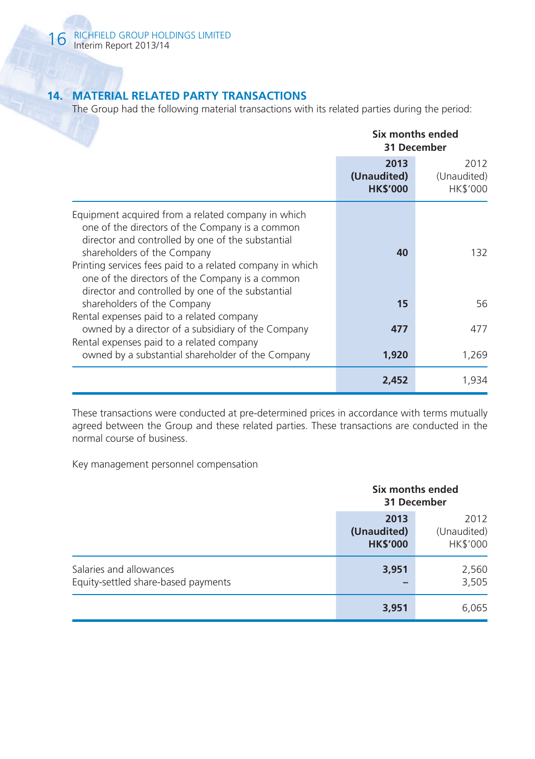## 14. MATERIAL RELATED PARTY TRANSACTIONS

The Group had the following material transactions with its related parties during the period:

| | Six months ended 31 December | |
|---|---|---|
| | **2013 (Unaudited) HK$'000** | 2012 (Unaudited) HK$'000 |
| Equipment acquired from a related company in which one of the directors of the Company is a common director and controlled by one of the substantial shareholders of the Company | **40** | 132 |
| Printing services fees paid to a related company in which one of the directors of the Company is a common director and controlled by one of the substantial shareholders of the Company | **15** | 56 |
| Rental expenses paid to a related company owned by a director of a subsidiary of the Company | **477** | 477 |
| Rental expenses paid to a related company owned by a substantial shareholder of the Company | **1,920** | 1,269 |
| | **2,452** | 1,934 |

These transactions were conducted at pre-determined prices in accordance with terms mutually agreed between the Group and these related parties. These transactions are conducted in the normal course of business.

Key management personnel compensation

| | Six months ended 31 December | |
|---|---|---|
| | **2013 (Unaudited) HK$'000** | 2012 (Unaudited) HK$'000 |
| Salaries and allowances | **3,951** | 2,560 |
| Equity-settled share-based payments | **–** | 3,505 |
| | **3,951** | 6,065 |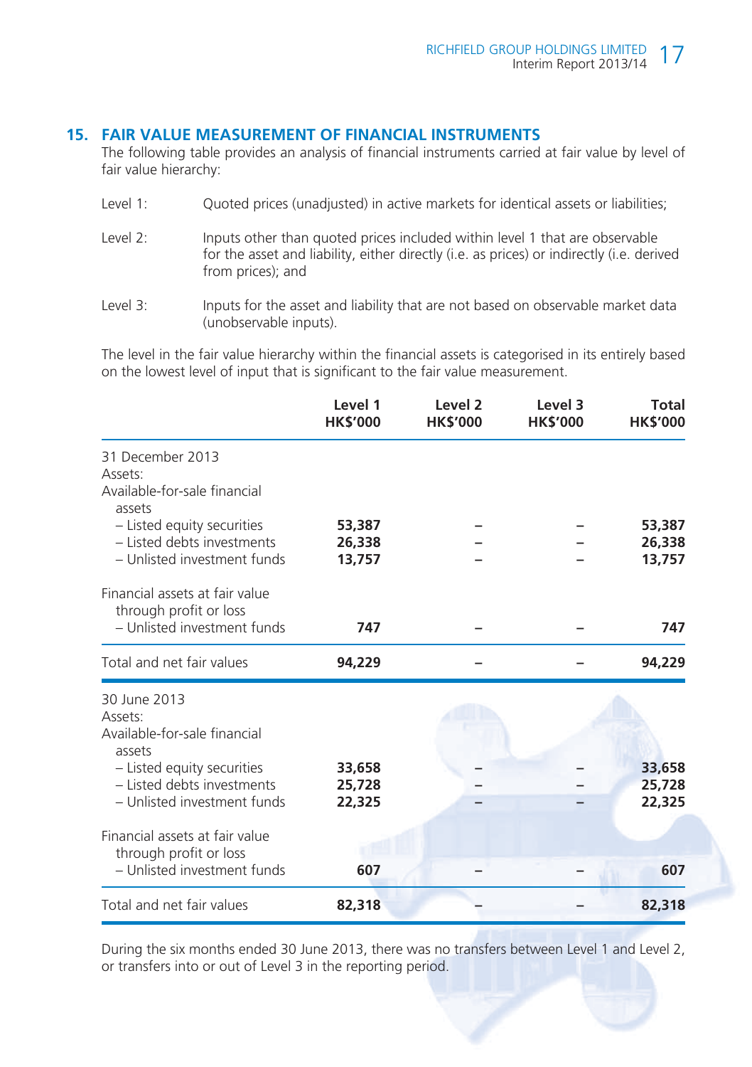## 15. FAIR VALUE MEASUREMENT OF FINANCIAL INSTRUMENTS

The following table provides an analysis of financial instruments carried at fair value by level of fair value hierarchy:

Level 1: Quoted prices (unadjusted) in active markets for identical assets or liabilities;

Level 2: Inputs other than quoted prices included within level 1 that are observable for the asset and liability, either directly (i.e. as prices) or indirectly (i.e. derived from prices); and

Level 3: Inputs for the asset and liability that are not based on observable market data (unobservable inputs).

The level in the fair value hierarchy within the financial assets is categorised in its entirely based on the lowest level of input that is significant to the fair value measurement.

| | Level 1 HK$'000 | Level 2 HK$'000 | Level 3 HK$'000 | Total HK$'000 |
|---|---|---|---|---|
| 31 December 2013 | | | | |
| Assets: | | | | |
| Available-for-sale financial assets | | | | |
| – Listed equity securities | **53,387** | – | – | **53,387** |
| – Listed debts investments | **26,338** | – | – | **26,338** |
| – Unlisted investment funds | **13,757** | – | – | **13,757** |
| Financial assets at fair value through profit or loss | | | | |
| – Unlisted investment funds | **747** | – | – | **747** |
| Total and net fair values | **94,229** | – | – | **94,229** |
| 30 June 2013 | | | | |
| Assets: | | | | |
| Available-for-sale financial assets | | | | |
| – Listed equity securities | 33,658 | – | – | 33,658 |
| – Listed debts investments | 25,728 | – | – | 25,728 |
| – Unlisted investment funds | 22,325 | – | – | 22,325 |
| Financial assets at fair value through profit or loss | | | | |
| – Unlisted investment funds | 607 | – | – | 607 |
| Total and net fair values | 82,318 | – | – | 82,318 |

During the six months ended 30 June 2013, there was no transfers between Level 1 and Level 2, or transfers into or out of Level 3 in the reporting period.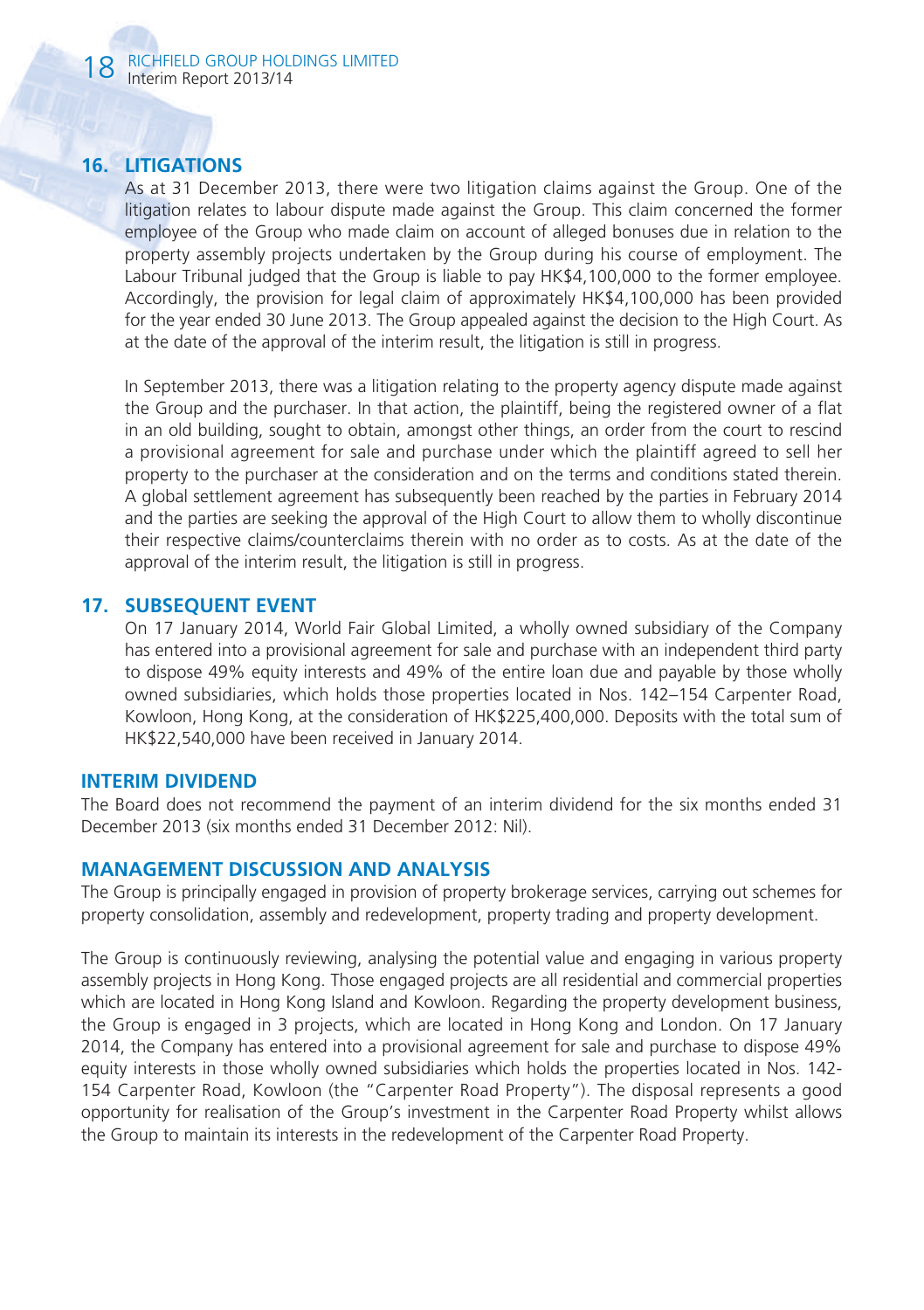## 16. LITIGATIONS

As at 31 December 2013, there were two litigation claims against the Group. One of the litigation relates to labour dispute made against the Group. This claim concerned the former employee of the Group who made claim on account of alleged bonuses due in relation to the property assembly projects undertaken by the Group during his course of employment. The Labour Tribunal judged that the Group is liable to pay HK$4,100,000 to the former employee. Accordingly, the provision for legal claim of approximately HK$4,100,000 has been provided for the year ended 30 June 2013. The Group appealed against the decision to the High Court. As at the date of the approval of the interim result, the litigation is still in progress.

In September 2013, there was a litigation relating to the property agency dispute made against the Group and the purchaser. In that action, the plaintiff, being the registered owner of a flat in an old building, sought to obtain, amongst other things, an order from the court to rescind a provisional agreement for sale and purchase under which the plaintiff agreed to sell her property to the purchaser at the consideration and on the terms and conditions stated therein. A global settlement agreement has subsequently been reached by the parties in February 2014 and the parties are seeking the approval of the High Court to allow them to wholly discontinue their respective claims/counterclaims therein with no order as to costs. As at the date of the approval of the interim result, the litigation is still in progress.

## 17. SUBSEQUENT EVENT

On 17 January 2014, World Fair Global Limited, a wholly owned subsidiary of the Company has entered into a provisional agreement for sale and purchase with an independent third party to dispose 49% equity interests and 49% of the entire loan due and payable by those wholly owned subsidiaries, which holds those properties located in Nos. 142–154 Carpenter Road, Kowloon, Hong Kong, at the consideration of HK$225,400,000. Deposits with the total sum of HK$22,540,000 have been received in January 2014.

## INTERIM DIVIDEND

The Board does not recommend the payment of an interim dividend for the six months ended 31 December 2013 (six months ended 31 December 2012: Nil).

## MANAGEMENT DISCUSSION AND ANALYSIS

The Group is principally engaged in provision of property brokerage services, carrying out schemes for property consolidation, assembly and redevelopment, property trading and property development.

The Group is continuously reviewing, analysing the potential value and engaging in various property assembly projects in Hong Kong. Those engaged projects are all residential and commercial properties which are located in Hong Kong Island and Kowloon. Regarding the property development business, the Group is engaged in 3 projects, which are located in Hong Kong and London. On 17 January 2014, the Company has entered into a provisional agreement for sale and purchase to dispose 49% equity interests in those wholly owned subsidiaries which holds the properties located in Nos. 142-154 Carpenter Road, Kowloon (the "Carpenter Road Property"). The disposal represents a good opportunity for realisation of the Group's investment in the Carpenter Road Property whilst allows the Group to maintain its interests in the redevelopment of the Carpenter Road Property.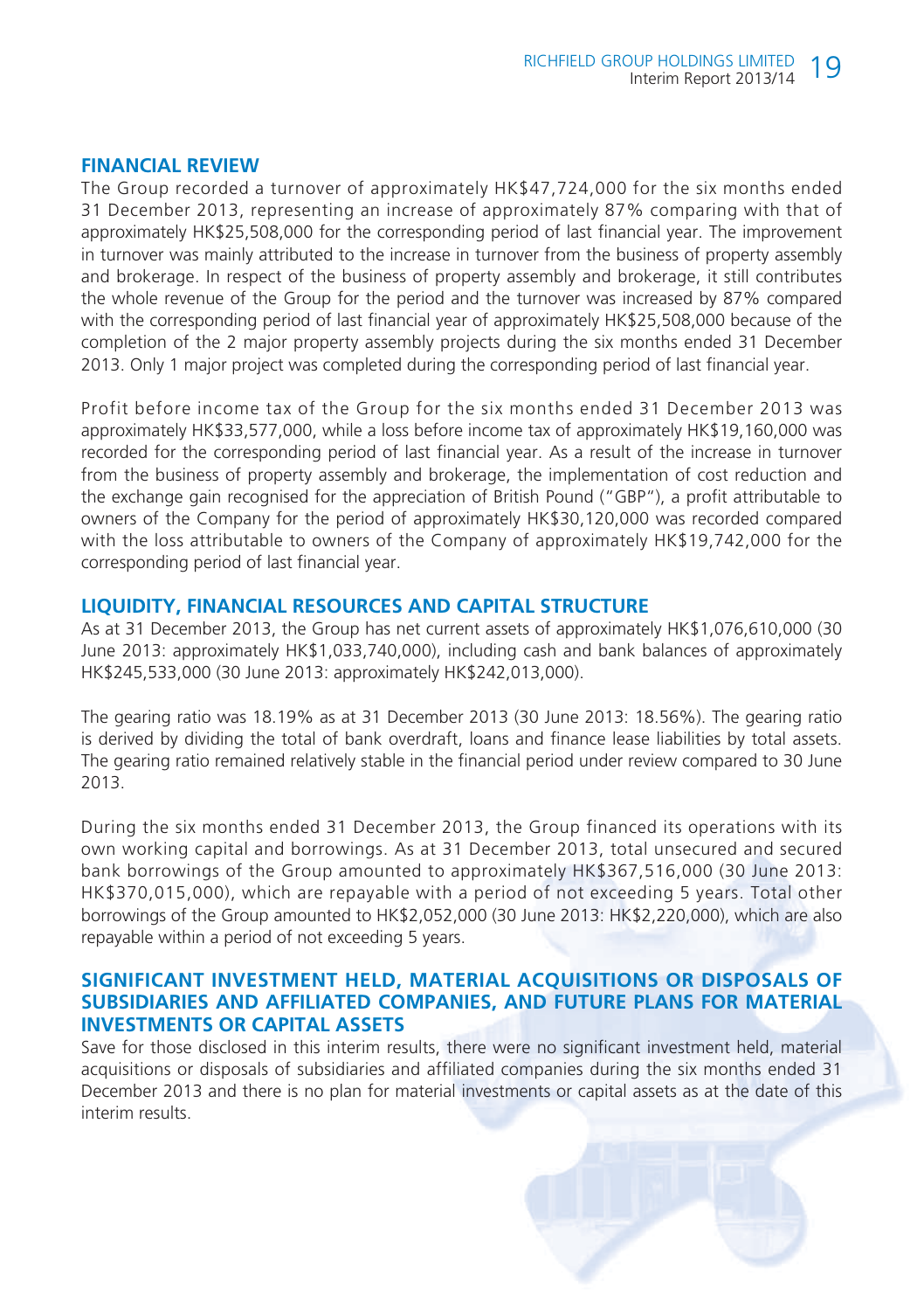## FINANCIAL REVIEW

The Group recorded a turnover of approximately HK$47,724,000 for the six months ended 31 December 2013, representing an increase of approximately 87% comparing with that of approximately HK$25,508,000 for the corresponding period of last financial year. The improvement in turnover was mainly attributed to the increase in turnover from the business of property assembly and brokerage. In respect of the business of property assembly and brokerage, it still contributes the whole revenue of the Group for the period and the turnover was increased by 87% compared with the corresponding period of last financial year of approximately HK$25,508,000 because of the completion of the 2 major property assembly projects during the six months ended 31 December 2013. Only 1 major project was completed during the corresponding period of last financial year.

Profit before income tax of the Group for the six months ended 31 December 2013 was approximately HK$33,577,000, while a loss before income tax of approximately HK$19,160,000 was recorded for the corresponding period of last financial year. As a result of the increase in turnover from the business of property assembly and brokerage, the implementation of cost reduction and the exchange gain recognised for the appreciation of British Pound ("GBP"), a profit attributable to owners of the Company for the period of approximately HK$30,120,000 was recorded compared with the loss attributable to owners of the Company of approximately HK$19,742,000 for the corresponding period of last financial year.

## LIQUIDITY, FINANCIAL RESOURCES AND CAPITAL STRUCTURE

As at 31 December 2013, the Group has net current assets of approximately HK$1,076,610,000 (30 June 2013: approximately HK$1,033,740,000), including cash and bank balances of approximately HK$245,533,000 (30 June 2013: approximately HK$242,013,000).

The gearing ratio was 18.19% as at 31 December 2013 (30 June 2013: 18.56%). The gearing ratio is derived by dividing the total of bank overdraft, loans and finance lease liabilities by total assets. The gearing ratio remained relatively stable in the financial period under review compared to 30 June 2013.

During the six months ended 31 December 2013, the Group financed its operations with its own working capital and borrowings. As at 31 December 2013, total unsecured and secured bank borrowings of the Group amounted to approximately HK$367,516,000 (30 June 2013: HK$370,015,000), which are repayable with a period of not exceeding 5 years. Total other borrowings of the Group amounted to HK$2,052,000 (30 June 2013: HK$2,220,000), which are also repayable within a period of not exceeding 5 years.

## SIGNIFICANT INVESTMENT HELD, MATERIAL ACQUISITIONS OR DISPOSALS OF SUBSIDIARIES AND AFFILIATED COMPANIES, AND FUTURE PLANS FOR MATERIAL INVESTMENTS OR CAPITAL ASSETS

Save for those disclosed in this interim results, there were no significant investment held, material acquisitions or disposals of subsidiaries and affiliated companies during the six months ended 31 December 2013 and there is no plan for material investments or capital assets as at the date of this interim results.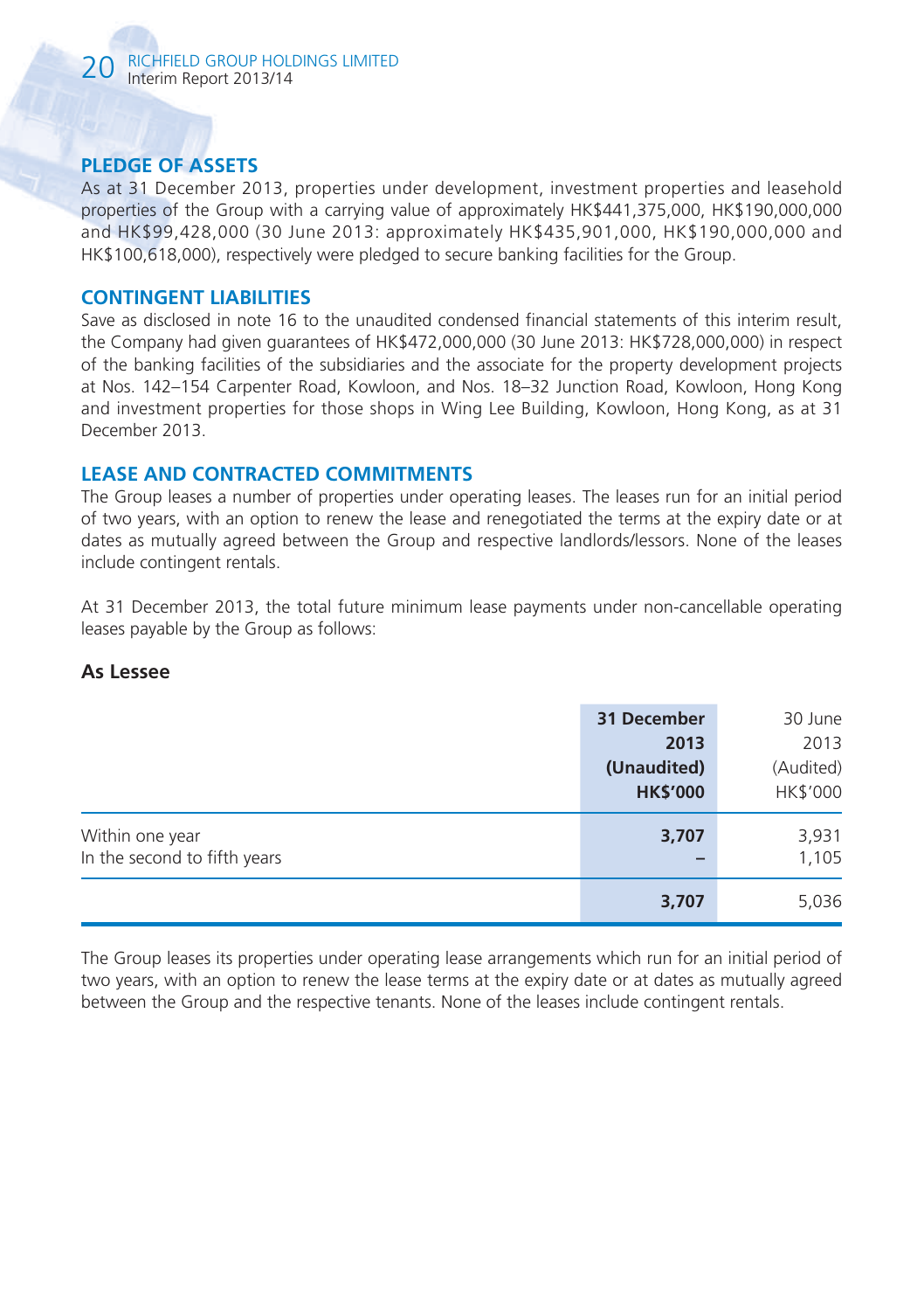## PLEDGE OF ASSETS

As at 31 December 2013, properties under development, investment properties and leasehold properties of the Group with a carrying value of approximately HK$441,375,000, HK$190,000,000 and HK$99,428,000 (30 June 2013: approximately HK$435,901,000, HK$190,000,000 and HK$100,618,000), respectively were pledged to secure banking facilities for the Group.

## CONTINGENT LIABILITIES

Save as disclosed in note 16 to the unaudited condensed financial statements of this interim result, the Company had given guarantees of HK$472,000,000 (30 June 2013: HK$728,000,000) in respect of the banking facilities of the subsidiaries and the associate for the property development projects at Nos. 142–154 Carpenter Road, Kowloon, and Nos. 18–32 Junction Road, Kowloon, Hong Kong and investment properties for those shops in Wing Lee Building, Kowloon, Hong Kong, as at 31 December 2013.

## LEASE AND CONTRACTED COMMITMENTS

The Group leases a number of properties under operating leases. The leases run for an initial period of two years, with an option to renew the lease and renegotiated the terms at the expiry date or at dates as mutually agreed between the Group and respective landlords/lessors. None of the leases include contingent rentals.

At 31 December 2013, the total future minimum lease payments under non-cancellable operating leases payable by the Group as follows:

### As Lessee

| | **31 December 2013 (Unaudited) HK$'000** | 30 June 2013 (Audited) HK$'000 |
|---|---|---|
| Within one year | **3,707** | 3,931 |
| In the second to fifth years | **–** | 1,105 |
| | **3,707** | 5,036 |

The Group leases its properties under operating lease arrangements which run for an initial period of two years, with an option to renew the lease terms at the expiry date or at dates as mutually agreed between the Group and the respective tenants. None of the leases include contingent rentals.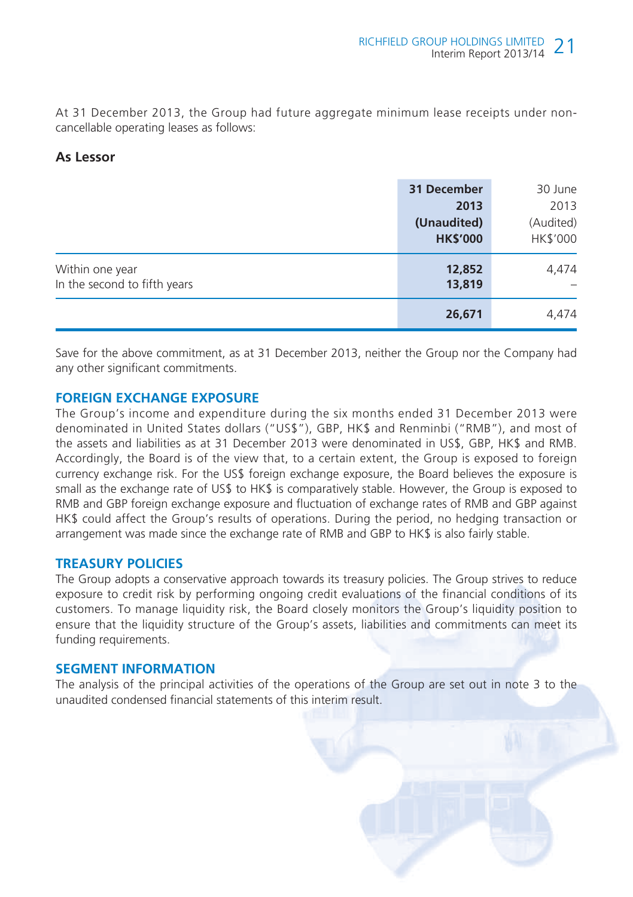At 31 December 2013, the Group had future aggregate minimum lease receipts under non-cancellable operating leases as follows:

### As Lessor

| | **31 December 2013 (Unaudited) HK$'000** | 30 June 2013 (Audited) HK$'000 |
|---|---|---|
| Within one year | **12,852** | 4,474 |
| In the second to fifth years | **13,819** | – |
| | **26,671** | 4,474 |

Save for the above commitment, as at 31 December 2013, neither the Group nor the Company had any other significant commitments.

## FOREIGN EXCHANGE EXPOSURE

The Group's income and expenditure during the six months ended 31 December 2013 were denominated in United States dollars ("US$"), GBP, HK$ and Renminbi ("RMB"), and most of the assets and liabilities as at 31 December 2013 were denominated in US$, GBP, HK$ and RMB. Accordingly, the Board is of the view that, to a certain extent, the Group is exposed to foreign currency exchange risk. For the US$ foreign exchange exposure, the Board believes the exposure is small as the exchange rate of US$ to HK$ is comparatively stable. However, the Group is exposed to RMB and GBP foreign exchange exposure and fluctuation of exchange rates of RMB and GBP against HK$ could affect the Group's results of operations. During the period, no hedging transaction or arrangement was made since the exchange rate of RMB and GBP to HK$ is also fairly stable.

## TREASURY POLICIES

The Group adopts a conservative approach towards its treasury policies. The Group strives to reduce exposure to credit risk by performing ongoing credit evaluations of the financial conditions of its customers. To manage liquidity risk, the Board closely monitors the Group's liquidity position to ensure that the liquidity structure of the Group's assets, liabilities and commitments can meet its funding requirements.

## SEGMENT INFORMATION

The analysis of the principal activities of the operations of the Group are set out in note 3 to the unaudited condensed financial statements of this interim result.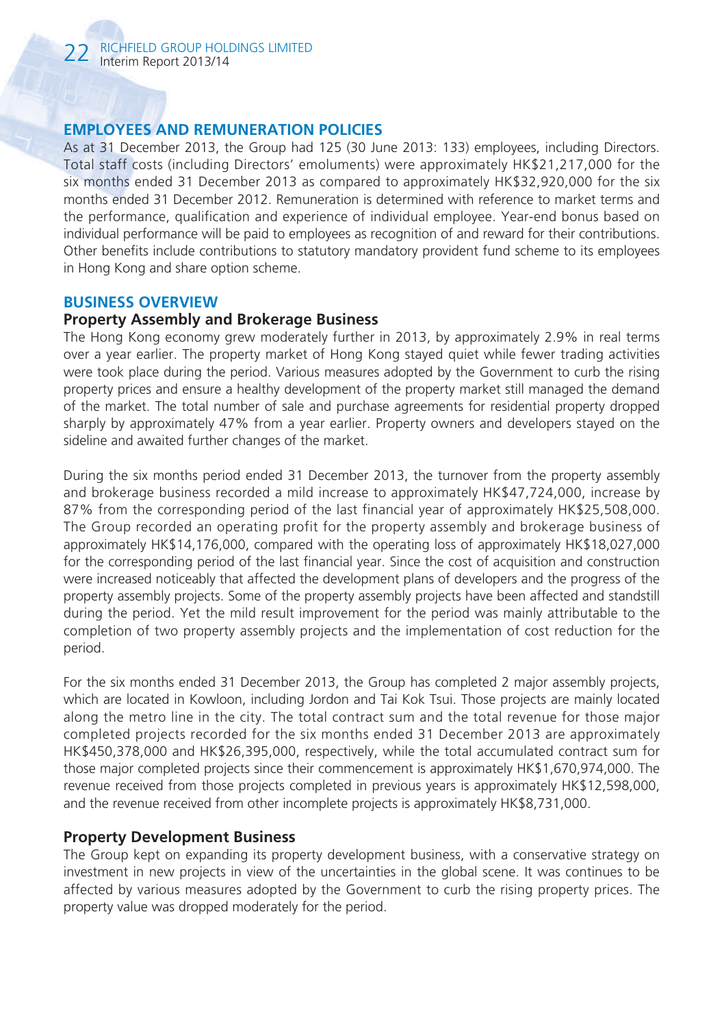## EMPLOYEES AND REMUNERATION POLICIES

As at 31 December 2013, the Group had 125 (30 June 2013: 133) employees, including Directors. Total staff costs (including Directors' emoluments) were approximately HK$21,217,000 for the six months ended 31 December 2013 as compared to approximately HK$32,920,000 for the six months ended 31 December 2012. Remuneration is determined with reference to market terms and the performance, qualification and experience of individual employee. Year-end bonus based on individual performance will be paid to employees as recognition of and reward for their contributions. Other benefits include contributions to statutory mandatory provident fund scheme to its employees in Hong Kong and share option scheme.

## BUSINESS OVERVIEW

### Property Assembly and Brokerage Business

The Hong Kong economy grew moderately further in 2013, by approximately 2.9% in real terms over a year earlier. The property market of Hong Kong stayed quiet while fewer trading activities were took place during the period. Various measures adopted by the Government to curb the rising property prices and ensure a healthy development of the property market still managed the demand of the market. The total number of sale and purchase agreements for residential property dropped sharply by approximately 47% from a year earlier. Property owners and developers stayed on the sideline and awaited further changes of the market.

During the six months period ended 31 December 2013, the turnover from the property assembly and brokerage business recorded a mild increase to approximately HK$47,724,000, increase by 87% from the corresponding period of the last financial year of approximately HK$25,508,000. The Group recorded an operating profit for the property assembly and brokerage business of approximately HK$14,176,000, compared with the operating loss of approximately HK$18,027,000 for the corresponding period of the last financial year. Since the cost of acquisition and construction were increased noticeably that affected the development plans of developers and the progress of the property assembly projects. Some of the property assembly projects have been affected and standstill during the period. Yet the mild result improvement for the period was mainly attributable to the completion of two property assembly projects and the implementation of cost reduction for the period.

For the six months ended 31 December 2013, the Group has completed 2 major assembly projects, which are located in Kowloon, including Jordon and Tai Kok Tsui. Those projects are mainly located along the metro line in the city. The total contract sum and the total revenue for those major completed projects recorded for the six months ended 31 December 2013 are approximately HK$450,378,000 and HK$26,395,000, respectively, while the total accumulated contract sum for those major completed projects since their commencement is approximately HK$1,670,974,000. The revenue received from those projects completed in previous years is approximately HK$12,598,000, and the revenue received from other incomplete projects is approximately HK$8,731,000.

### Property Development Business

The Group kept on expanding its property development business, with a conservative strategy on investment in new projects in view of the uncertainties in the global scene. It was continues to be affected by various measures adopted by the Government to curb the rising property prices. The property value was dropped moderately for the period.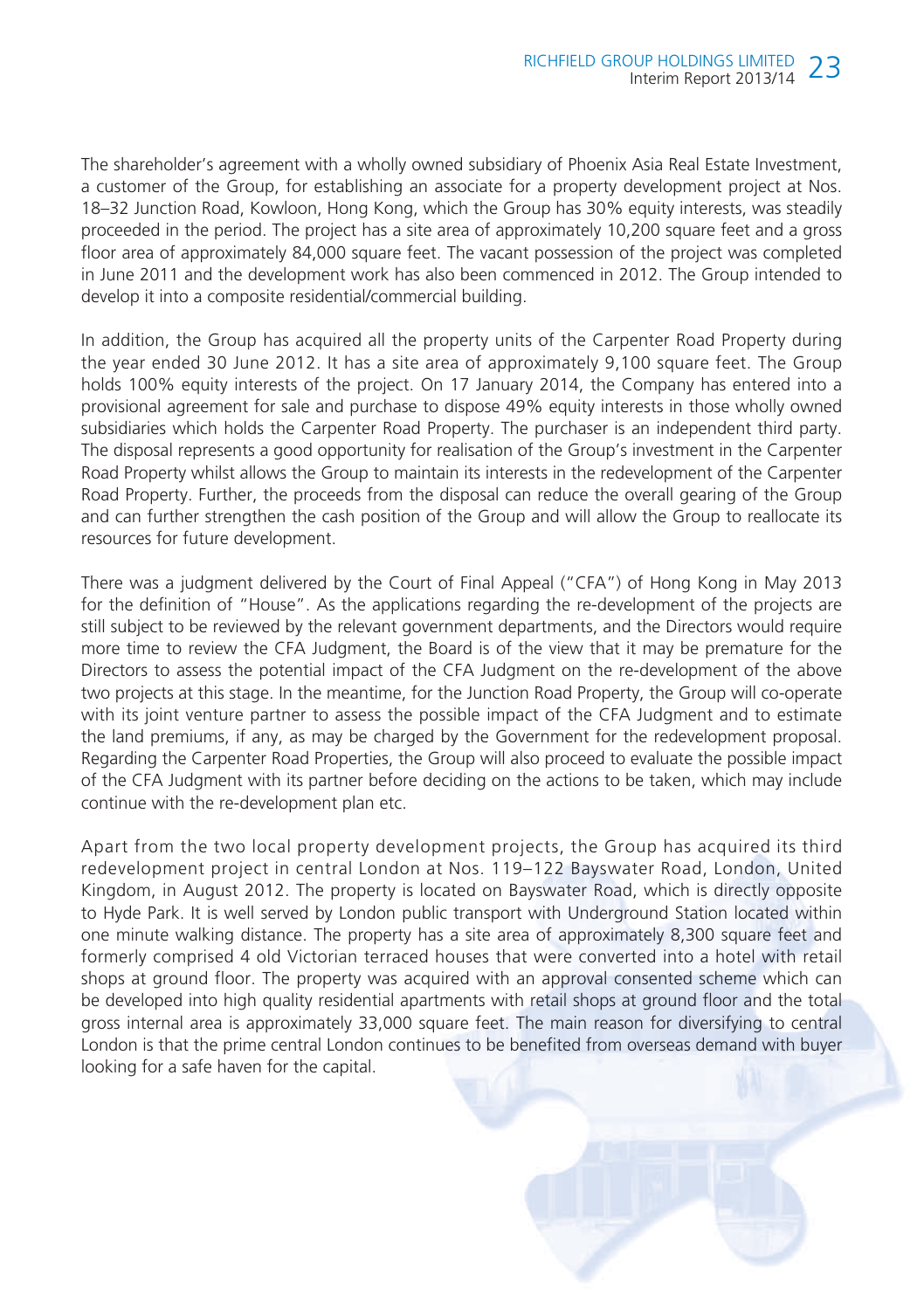The shareholder's agreement with a wholly owned subsidiary of Phoenix Asia Real Estate Investment, a customer of the Group, for establishing an associate for a property development project at Nos. 18–32 Junction Road, Kowloon, Hong Kong, which the Group has 30% equity interests, was steadily proceeded in the period. The project has a site area of approximately 10,200 square feet and a gross floor area of approximately 84,000 square feet. The vacant possession of the project was completed in June 2011 and the development work has also been commenced in 2012. The Group intended to develop it into a composite residential/commercial building.

In addition, the Group has acquired all the property units of the Carpenter Road Property during the year ended 30 June 2012. It has a site area of approximately 9,100 square feet. The Group holds 100% equity interests of the project. On 17 January 2014, the Company has entered into a provisional agreement for sale and purchase to dispose 49% equity interests in those wholly owned subsidiaries which holds the Carpenter Road Property. The purchaser is an independent third party. The disposal represents a good opportunity for realisation of the Group's investment in the Carpenter Road Property whilst allows the Group to maintain its interests in the redevelopment of the Carpenter Road Property. Further, the proceeds from the disposal can reduce the overall gearing of the Group and can further strengthen the cash position of the Group and will allow the Group to reallocate its resources for future development.

There was a judgment delivered by the Court of Final Appeal ("CFA") of Hong Kong in May 2013 for the definition of "House". As the applications regarding the re-development of the projects are still subject to be reviewed by the relevant government departments, and the Directors would require more time to review the CFA Judgment, the Board is of the view that it may be premature for the Directors to assess the potential impact of the CFA Judgment on the re-development of the above two projects at this stage. In the meantime, for the Junction Road Property, the Group will co-operate with its joint venture partner to assess the possible impact of the CFA Judgment and to estimate the land premiums, if any, as may be charged by the Government for the redevelopment proposal. Regarding the Carpenter Road Properties, the Group will also proceed to evaluate the possible impact of the CFA Judgment with its partner before deciding on the actions to be taken, which may include continue with the re-development plan etc.

Apart from the two local property development projects, the Group has acquired its third redevelopment project in central London at Nos. 119–122 Bayswater Road, London, United Kingdom, in August 2012. The property is located on Bayswater Road, which is directly opposite to Hyde Park. It is well served by London public transport with Underground Station located within one minute walking distance. The property has a site area of approximately 8,300 square feet and formerly comprised 4 old Victorian terraced houses that were converted into a hotel with retail shops at ground floor. The property was acquired with an approval consented scheme which can be developed into high quality residential apartments with retail shops at ground floor and the total gross internal area is approximately 33,000 square feet. The main reason for diversifying to central London is that the prime central London continues to be benefited from overseas demand with buyer looking for a safe haven for the capital.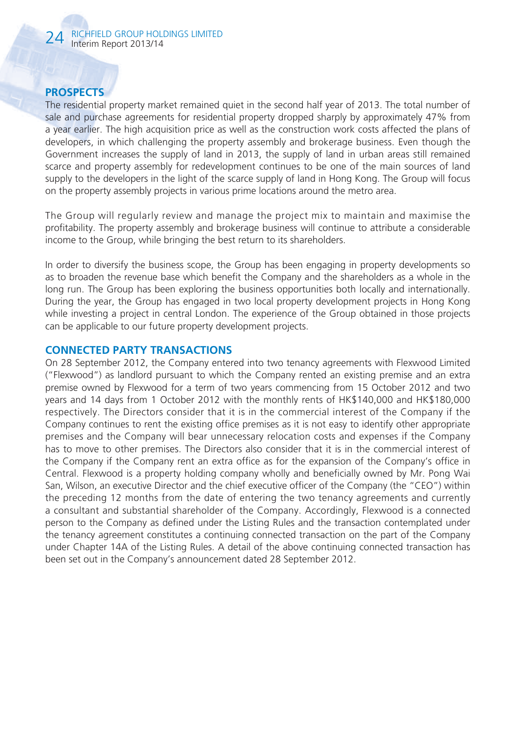## PROSPECTS

The residential property market remained quiet in the second half year of 2013. The total number of sale and purchase agreements for residential property dropped sharply by approximately 47% from a year earlier. The high acquisition price as well as the construction work costs affected the plans of developers, in which challenging the property assembly and brokerage business. Even though the Government increases the supply of land in 2013, the supply of land in urban areas still remained scarce and property assembly for redevelopment continues to be one of the main sources of land supply to the developers in the light of the scarce supply of land in Hong Kong. The Group will focus on the property assembly projects in various prime locations around the metro area.

The Group will regularly review and manage the project mix to maintain and maximise the profitability. The property assembly and brokerage business will continue to attribute a considerable income to the Group, while bringing the best return to its shareholders.

In order to diversify the business scope, the Group has been engaging in property developments so as to broaden the revenue base which benefit the Company and the shareholders as a whole in the long run. The Group has been exploring the business opportunities both locally and internationally. During the year, the Group has engaged in two local property development projects in Hong Kong while investing a project in central London. The experience of the Group obtained in those projects can be applicable to our future property development projects.

## CONNECTED PARTY TRANSACTIONS

On 28 September 2012, the Company entered into two tenancy agreements with Flexwood Limited ("Flexwood") as landlord pursuant to which the Company rented an existing premise and an extra premise owned by Flexwood for a term of two years commencing from 15 October 2012 and two years and 14 days from 1 October 2012 with the monthly rents of HK$140,000 and HK$180,000 respectively. The Directors consider that it is in the commercial interest of the Company if the Company continues to rent the existing office premises as it is not easy to identify other appropriate premises and the Company will bear unnecessary relocation costs and expenses if the Company has to move to other premises. The Directors also consider that it is in the commercial interest of the Company if the Company rent an extra office as for the expansion of the Company's office in Central. Flexwood is a property holding company wholly and beneficially owned by Mr. Pong Wai San, Wilson, an executive Director and the chief executive officer of the Company (the "CEO") within the preceding 12 months from the date of entering the two tenancy agreements and currently a consultant and substantial shareholder of the Company. Accordingly, Flexwood is a connected person to the Company as defined under the Listing Rules and the transaction contemplated under the tenancy agreement constitutes a continuing connected transaction on the part of the Company under Chapter 14A of the Listing Rules. A detail of the above continuing connected transaction has been set out in the Company's announcement dated 28 September 2012.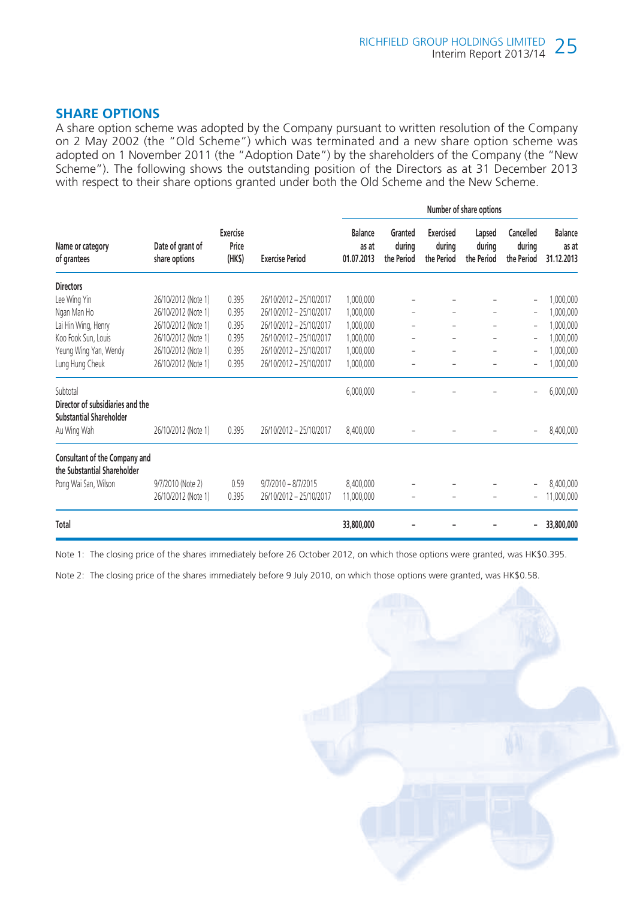## SHARE OPTIONS

A share option scheme was adopted by the Company pursuant to written resolution of the Company on 2 May 2002 (the "Old Scheme") which was terminated and a new share option scheme was adopted on 1 November 2011 (the "Adoption Date") by the shareholders of the Company (the "New Scheme"). The following shows the outstanding position of the Directors as at 31 December 2013 with respect to their share options granted under both the Old Scheme and the New Scheme.

| Name or category of grantees | Date of grant of share options | Exercise Price (HK$) | Exercise Period | Number of share options | | | | | |
|---|---|---|---|---|---|---|---|---|---|
| | | | | Balance as at 01.07.2013 | Granted during the Period | Exercised during the Period | Lapsed during the Period | Cancelled during the Period | Balance as at 31.12.2013 |
| **Directors** | | | | | | | | | |
| Lee Wing Yin | 26/10/2012 (Note 1) | 0.395 | 26/10/2012 – 25/10/2017 | 1,000,000 | – | – | – | – | 1,000,000 |
| Ngan Man Ho | 26/10/2012 (Note 1) | 0.395 | 26/10/2012 – 25/10/2017 | 1,000,000 | – | – | – | – | 1,000,000 |
| Lai Hin Wing, Henry | 26/10/2012 (Note 1) | 0.395 | 26/10/2012 – 25/10/2017 | 1,000,000 | – | – | – | – | 1,000,000 |
| Koo Fook Sun, Louis | 26/10/2012 (Note 1) | 0.395 | 26/10/2012 – 25/10/2017 | 1,000,000 | – | – | – | – | 1,000,000 |
| Yeung Wing Yan, Wendy | 26/10/2012 (Note 1) | 0.395 | 26/10/2012 – 25/10/2017 | 1,000,000 | – | – | – | – | 1,000,000 |
| Lung Hung Cheuk | 26/10/2012 (Note 1) | 0.395 | 26/10/2012 – 25/10/2017 | 1,000,000 | – | – | – | – | 1,000,000 |
| Subtotal | | | | 6,000,000 | – | – | – | – | 6,000,000 |
| **Director of subsidiaries and the Substantial Shareholder** | | | | | | | | | |
| Au Wing Wah | 26/10/2012 (Note 1) | 0.395 | 26/10/2012 – 25/10/2017 | 8,400,000 | – | – | – | – | 8,400,000 |
| **Consultant of the Company and the Substantial Shareholder** | | | | | | | | | |
| Pong Wai San, Wilson | 9/7/2010 (Note 2) | 0.59 | 9/7/2010 – 8/7/2015 | 8,400,000 | – | – | – | – | 8,400,000 |
| | 26/10/2012 (Note 1) | 0.395 | 26/10/2012 – 25/10/2017 | 11,000,000 | – | – | – | – | 11,000,000 |
| **Total** | | | | **33,800,000** | **–** | **–** | **–** | **–** | **33,800,000** |

Note 1: The closing price of the shares immediately before 26 October 2012, on which those options were granted, was HK$0.395.

Note 2: The closing price of the shares immediately before 9 July 2010, on which those options were granted, was HK$0.58.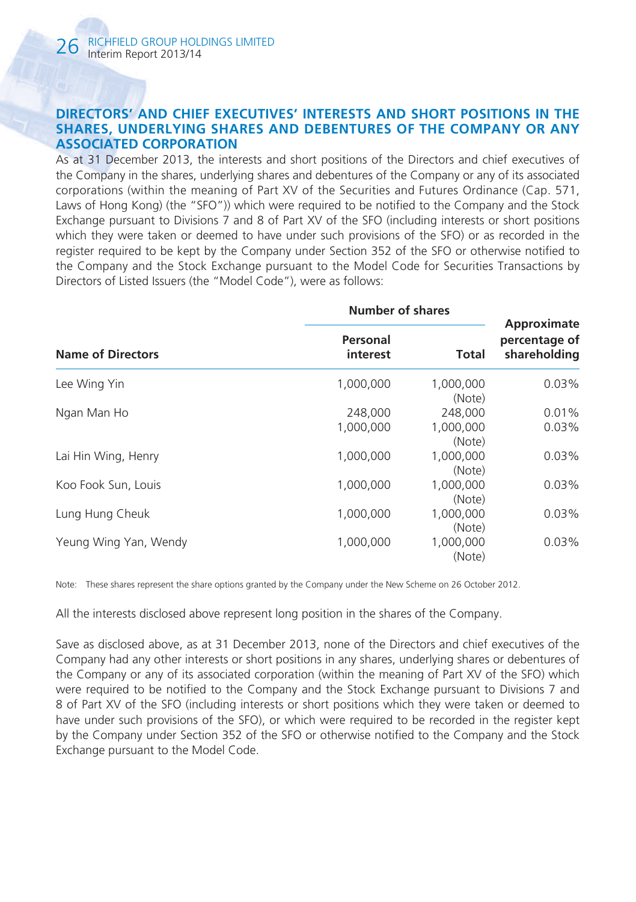## DIRECTORS' AND CHIEF EXECUTIVES' INTERESTS AND SHORT POSITIONS IN THE SHARES, UNDERLYING SHARES AND DEBENTURES OF THE COMPANY OR ANY ASSOCIATED CORPORATION

As at 31 December 2013, the interests and short positions of the Directors and chief executives of the Company in the shares, underlying shares and debentures of the Company or any of its associated corporations (within the meaning of Part XV of the Securities and Futures Ordinance (Cap. 571, Laws of Hong Kong) (the "SFO")) which were required to be notified to the Company and the Stock Exchange pursuant to Divisions 7 and 8 of Part XV of the SFO (including interests or short positions which they were taken or deemed to have under such provisions of the SFO) or as recorded in the register required to be kept by the Company under Section 352 of the SFO or otherwise notified to the Company and the Stock Exchange pursuant to the Model Code for Securities Transactions by Directors of Listed Issuers (the "Model Code"), were as follows:

| | Number of shares | | |
|---|---|---|---|
| **Name of Directors** | **Personal interest** | **Total** | **Approximate percentage of shareholding** |
| Lee Wing Yin | 1,000,000 | 1,000,000 (Note) | 0.03% |
| Ngan Man Ho | 248,000 | 248,000 | 0.01% |
| | 1,000,000 | 1,000,000 (Note) | 0.03% |
| Lai Hin Wing, Henry | 1,000,000 | 1,000,000 (Note) | 0.03% |
| Koo Fook Sun, Louis | 1,000,000 | 1,000,000 (Note) | 0.03% |
| Lung Hung Cheuk | 1,000,000 | 1,000,000 (Note) | 0.03% |
| Yeung Wing Yan, Wendy | 1,000,000 | 1,000,000 (Note) | 0.03% |

Note: These shares represent the share options granted by the Company under the New Scheme on 26 October 2012.

All the interests disclosed above represent long position in the shares of the Company.

Save as disclosed above, as at 31 December 2013, none of the Directors and chief executives of the Company had any other interests or short positions in any shares, underlying shares or debentures of the Company or any of its associated corporation (within the meaning of Part XV of the SFO) which were required to be notified to the Company and the Stock Exchange pursuant to Divisions 7 and 8 of Part XV of the SFO (including interests or short positions which they were taken or deemed to have under such provisions of the SFO), or which were required to be recorded in the register kept by the Company under Section 352 of the SFO or otherwise notified to the Company and the Stock Exchange pursuant to the Model Code.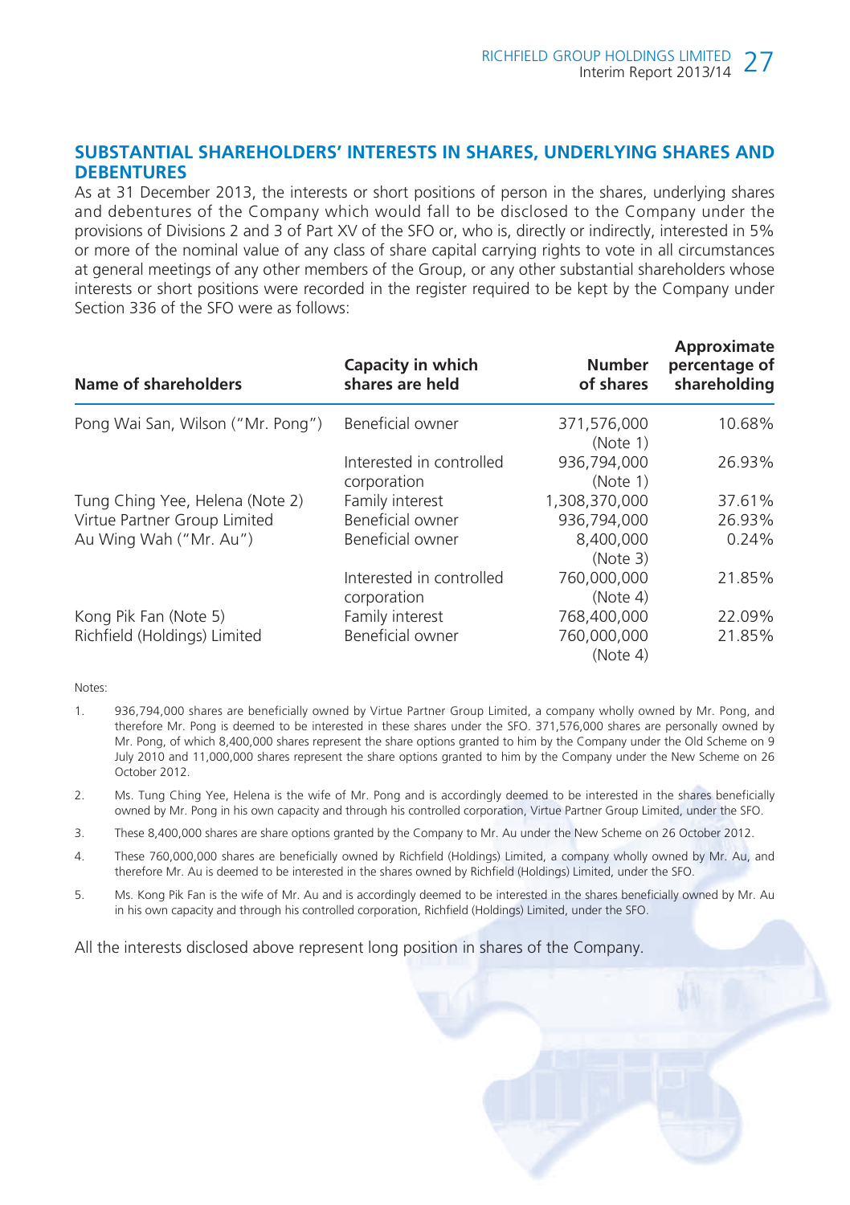## SUBSTANTIAL SHAREHOLDERS' INTERESTS IN SHARES, UNDERLYING SHARES AND DEBENTURES

As at 31 December 2013, the interests or short positions of person in the shares, underlying shares and debentures of the Company which would fall to be disclosed to the Company under the provisions of Divisions 2 and 3 of Part XV of the SFO or, who is, directly or indirectly, interested in 5% or more of the nominal value of any class of share capital carrying rights to vote in all circumstances at general meetings of any other members of the Group, or any other substantial shareholders whose interests or short positions were recorded in the register required to be kept by the Company under Section 336 of the SFO were as follows:

| Name of shareholders | Capacity in which shares are held | Number of shares | Approximate percentage of shareholding |
|---|---|---|---|
| Pong Wai San, Wilson ("Mr. Pong") | Beneficial owner | 371,576,000 (Note 1) | 10.68% |
| | Interested in controlled corporation | 936,794,000 (Note 1) | 26.93% |
| Tung Ching Yee, Helena (Note 2) | Family interest | 1,308,370,000 | 37.61% |
| Virtue Partner Group Limited | Beneficial owner | 936,794,000 | 26.93% |
| Au Wing Wah ("Mr. Au") | Beneficial owner | 8,400,000 (Note 3) | 0.24% |
| | Interested in controlled corporation | 760,000,000 (Note 4) | 21.85% |
| Kong Pik Fan (Note 5) | Family interest | 768,400,000 | 22.09% |
| Richfield (Holdings) Limited | Beneficial owner | 760,000,000 (Note 4) | 21.85% |

Notes:

1. 936,794,000 shares are beneficially owned by Virtue Partner Group Limited, a company wholly owned by Mr. Pong, and therefore Mr. Pong is deemed to be interested in these shares under the SFO. 371,576,000 shares are personally owned by Mr. Pong, of which 8,400,000 shares represent the share options granted to him by the Company under the Old Scheme on 9 July 2010 and 11,000,000 shares represent the share options granted to him by the Company under the New Scheme on 26 October 2012.

2. Ms. Tung Ching Yee, Helena is the wife of Mr. Pong and is accordingly deemed to be interested in the shares beneficially owned by Mr. Pong in his own capacity and through his controlled corporation, Virtue Partner Group Limited, under the SFO.

3. These 8,400,000 shares are share options granted by the Company to Mr. Au under the New Scheme on 26 October 2012.

4. These 760,000,000 shares are beneficially owned by Richfield (Holdings) Limited, a company wholly owned by Mr. Au, and therefore Mr. Au is deemed to be interested in the shares owned by Richfield (Holdings) Limited, under the SFO.

5. Ms. Kong Pik Fan is the wife of Mr. Au and is accordingly deemed to be interested in the shares beneficially owned by Mr. Au in his own capacity and through his controlled corporation, Richfield (Holdings) Limited, under the SFO.

All the interests disclosed above represent long position in shares of the Company.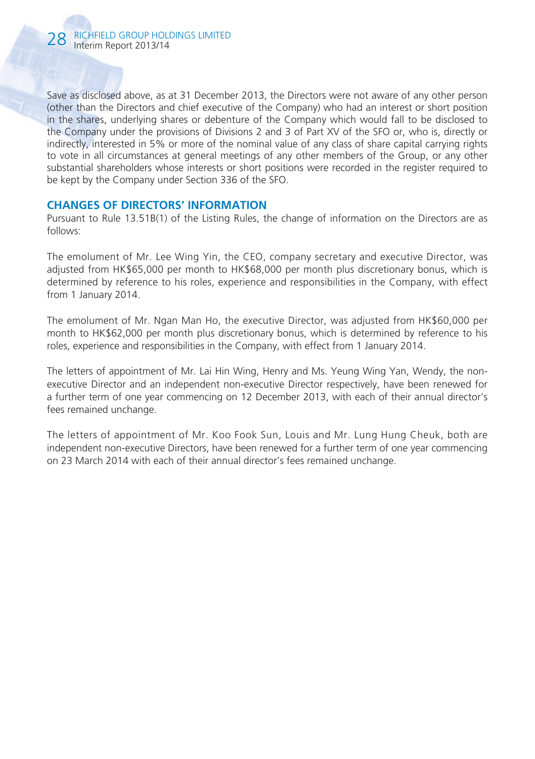Save as disclosed above, as at 31 December 2013, the Directors were not aware of any other person (other than the Directors and chief executive of the Company) who had an interest or short position in the shares, underlying shares or debenture of the Company which would fall to be disclosed to the Company under the provisions of Divisions 2 and 3 of Part XV of the SFO or, who is, directly or indirectly, interested in 5% or more of the nominal value of any class of share capital carrying rights to vote in all circumstances at general meetings of any other members of the Group, or any other substantial shareholders whose interests or short positions were recorded in the register required to be kept by the Company under Section 336 of the SFO.

## CHANGES OF DIRECTORS' INFORMATION

Pursuant to Rule 13.51B(1) of the Listing Rules, the change of information on the Directors are as follows:

The emolument of Mr. Lee Wing Yin, the CEO, company secretary and executive Director, was adjusted from HK$65,000 per month to HK$68,000 per month plus discretionary bonus, which is determined by reference to his roles, experience and responsibilities in the Company, with effect from 1 January 2014.

The emolument of Mr. Ngan Man Ho, the executive Director, was adjusted from HK$60,000 per month to HK$62,000 per month plus discretionary bonus, which is determined by reference to his roles, experience and responsibilities in the Company, with effect from 1 January 2014.

The letters of appointment of Mr. Lai Hin Wing, Henry and Ms. Yeung Wing Yan, Wendy, the non-executive Director and an independent non-executive Director respectively, have been renewed for a further term of one year commencing on 12 December 2013, with each of their annual director's fees remained unchange.

The letters of appointment of Mr. Koo Fook Sun, Louis and Mr. Lung Hung Cheuk, both are independent non-executive Directors, have been renewed for a further term of one year commencing on 23 March 2014 with each of their annual director's fees remained unchange.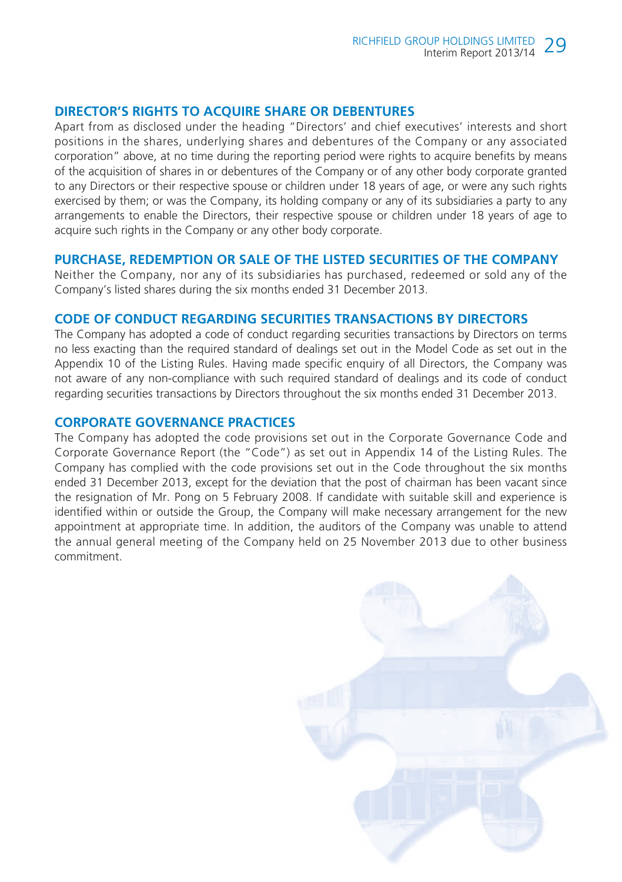## DIRECTOR'S RIGHTS TO ACQUIRE SHARE OR DEBENTURES

Apart from as disclosed under the heading "Directors' and chief executives' interests and short positions in the shares, underlying shares and debentures of the Company or any associated corporation" above, at no time during the reporting period were rights to acquire benefits by means of the acquisition of shares in or debentures of the Company or of any other body corporate granted to any Directors or their respective spouse or children under 18 years of age, or were any such rights exercised by them; or was the Company, its holding company or any of its subsidiaries a party to any arrangements to enable the Directors, their respective spouse or children under 18 years of age to acquire such rights in the Company or any other body corporate.

## PURCHASE, REDEMPTION OR SALE OF THE LISTED SECURITIES OF THE COMPANY

Neither the Company, nor any of its subsidiaries has purchased, redeemed or sold any of the Company's listed shares during the six months ended 31 December 2013.

## CODE OF CONDUCT REGARDING SECURITIES TRANSACTIONS BY DIRECTORS

The Company has adopted a code of conduct regarding securities transactions by Directors on terms no less exacting than the required standard of dealings set out in the Model Code as set out in the Appendix 10 of the Listing Rules. Having made specific enquiry of all Directors, the Company was not aware of any non-compliance with such required standard of dealings and its code of conduct regarding securities transactions by Directors throughout the six months ended 31 December 2013.

## CORPORATE GOVERNANCE PRACTICES

The Company has adopted the code provisions set out in the Corporate Governance Code and Corporate Governance Report (the "Code") as set out in Appendix 14 of the Listing Rules. The Company has complied with the code provisions set out in the Code throughout the six months ended 31 December 2013, except for the deviation that the post of chairman has been vacant since the resignation of Mr. Pong on 5 February 2008. If candidate with suitable skill and experience is identified within or outside the Group, the Company will make necessary arrangement for the new appointment at appropriate time. In addition, the auditors of the Company was unable to attend the annual general meeting of the Company held on 25 November 2013 due to other business commitment.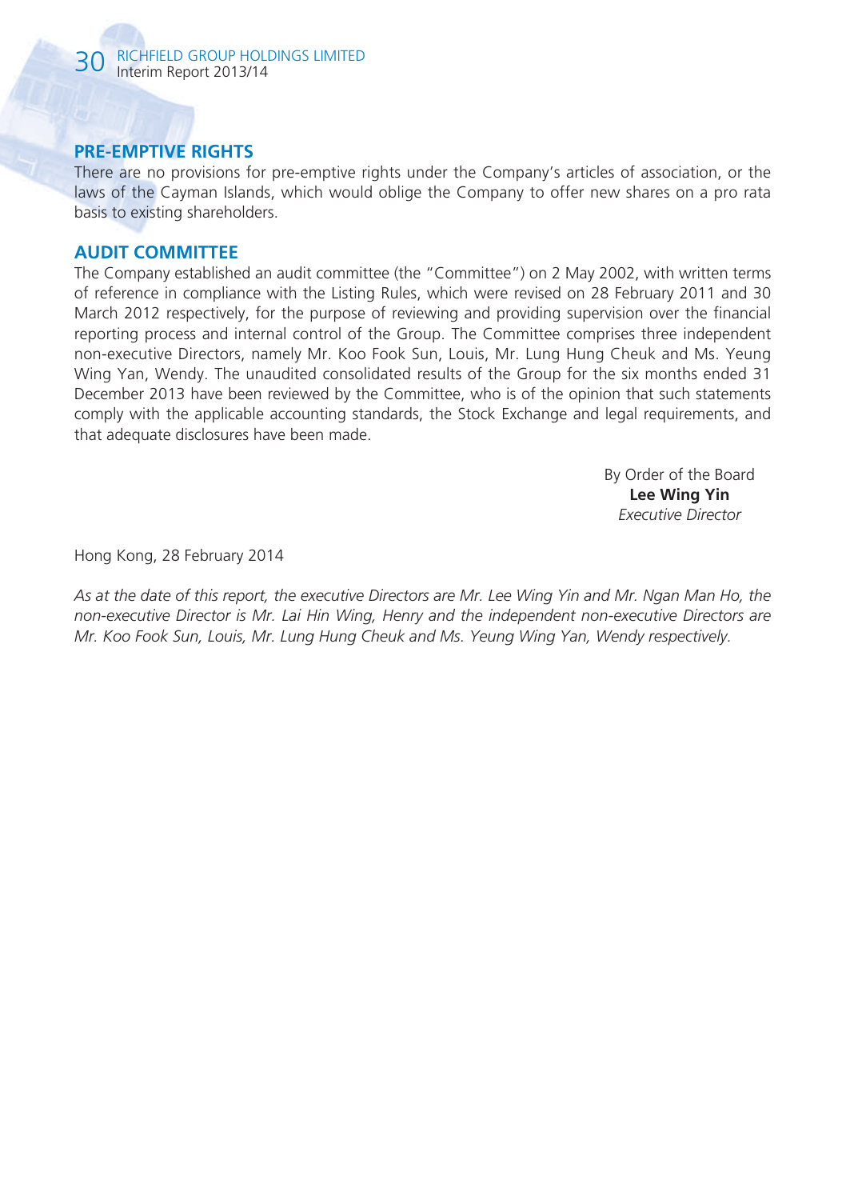## PRE-EMPTIVE RIGHTS

There are no provisions for pre-emptive rights under the Company's articles of association, or the laws of the Cayman Islands, which would oblige the Company to offer new shares on a pro rata basis to existing shareholders.

## AUDIT COMMITTEE

The Company established an audit committee (the "Committee") on 2 May 2002, with written terms of reference in compliance with the Listing Rules, which were revised on 28 February 2011 and 30 March 2012 respectively, for the purpose of reviewing and providing supervision over the financial reporting process and internal control of the Group. The Committee comprises three independent non-executive Directors, namely Mr. Koo Fook Sun, Louis, Mr. Lung Hung Cheuk and Ms. Yeung Wing Yan, Wendy. The unaudited consolidated results of the Group for the six months ended 31 December 2013 have been reviewed by the Committee, who is of the opinion that such statements comply with the applicable accounting standards, the Stock Exchange and legal requirements, and that adequate disclosures have been made.

By Order of the Board
**Lee Wing Yin**
*Executive Director*

Hong Kong, 28 February 2014

*As at the date of this report, the executive Directors are Mr. Lee Wing Yin and Mr. Ngan Man Ho, the non-executive Director is Mr. Lai Hin Wing, Henry and the independent non-executive Directors are Mr. Koo Fook Sun, Louis, Mr. Lung Hung Cheuk and Ms. Yeung Wing Yan, Wendy respectively.*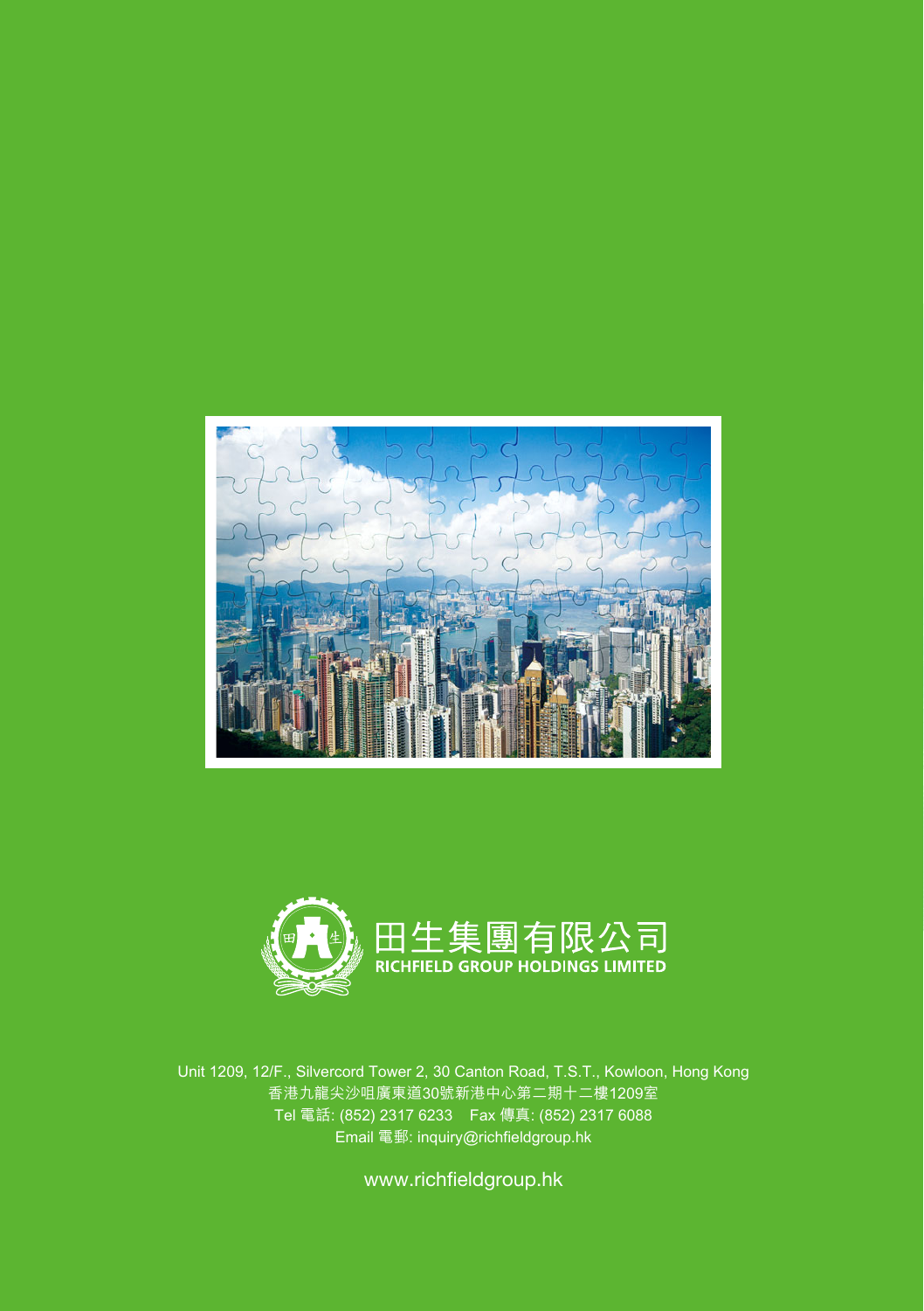田生集團有限公司
RICHFIELD GROUP HOLDINGS LIMITED

Unit 1209, 12/F., Silvercord Tower 2, 30 Canton Road, T.S.T., Kowloon, Hong Kong
香港九龍尖沙咀廣東道30號新港中心第二期十二樓1209室
Tel 電話: (852) 2317 6233 Fax 傳真: (852) 2317 6088
Email 電郵: inquiry@richfieldgroup.hk

www.richfieldgroup.hk